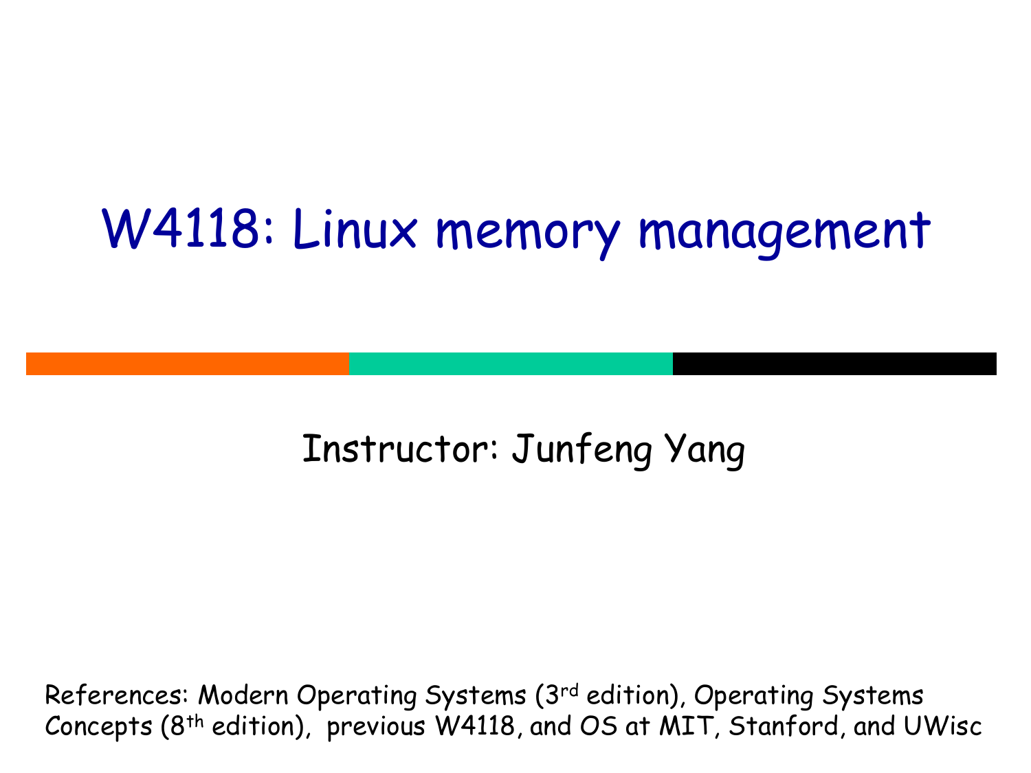# W4118: Linux memory management

Instructor: Junfeng Yang

References: Modern Operating Systems (3rd edition), Operating Systems Concepts (8th edition), previous W4118, and OS at MIT, Stanford, and UWisc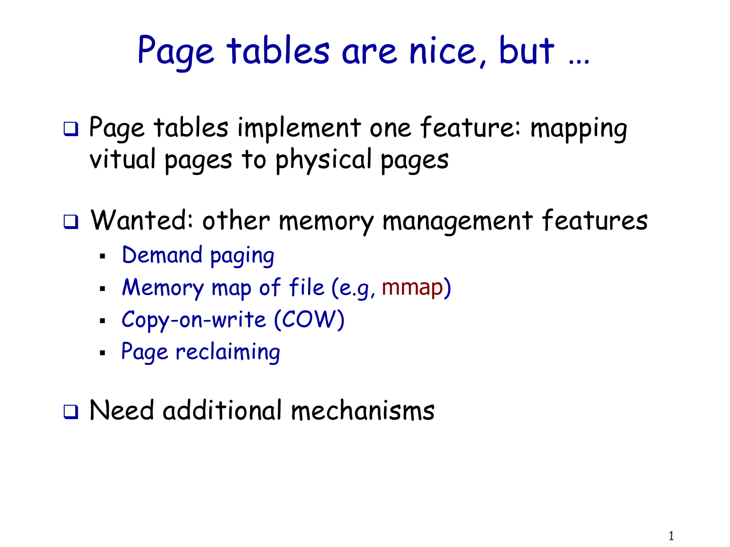# Page tables are nice, but …

- Page tables implement one feature: mapping vitual pages to physical pages

- Wanted: other memory management features
  - Demand paging
  - Memory map of file (e.g, mmap)
  - Copy-on-write (COW)
  - Page reclaiming

- Need additional mechanisms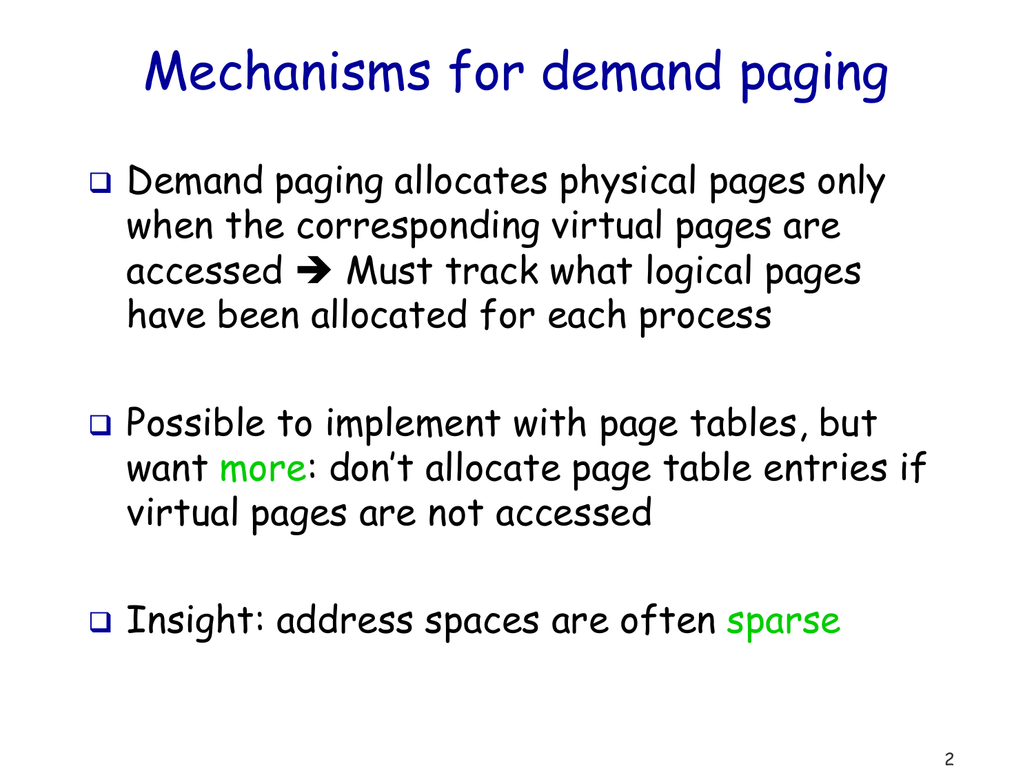# Mechanisms for demand paging

- Demand paging allocates physical pages only when the corresponding virtual pages are accessed ➔ Must track what logical pages have been allocated for each process

- Possible to implement with page tables, but want more: don't allocate page table entries if virtual pages are not accessed

- Insight: address spaces are often sparse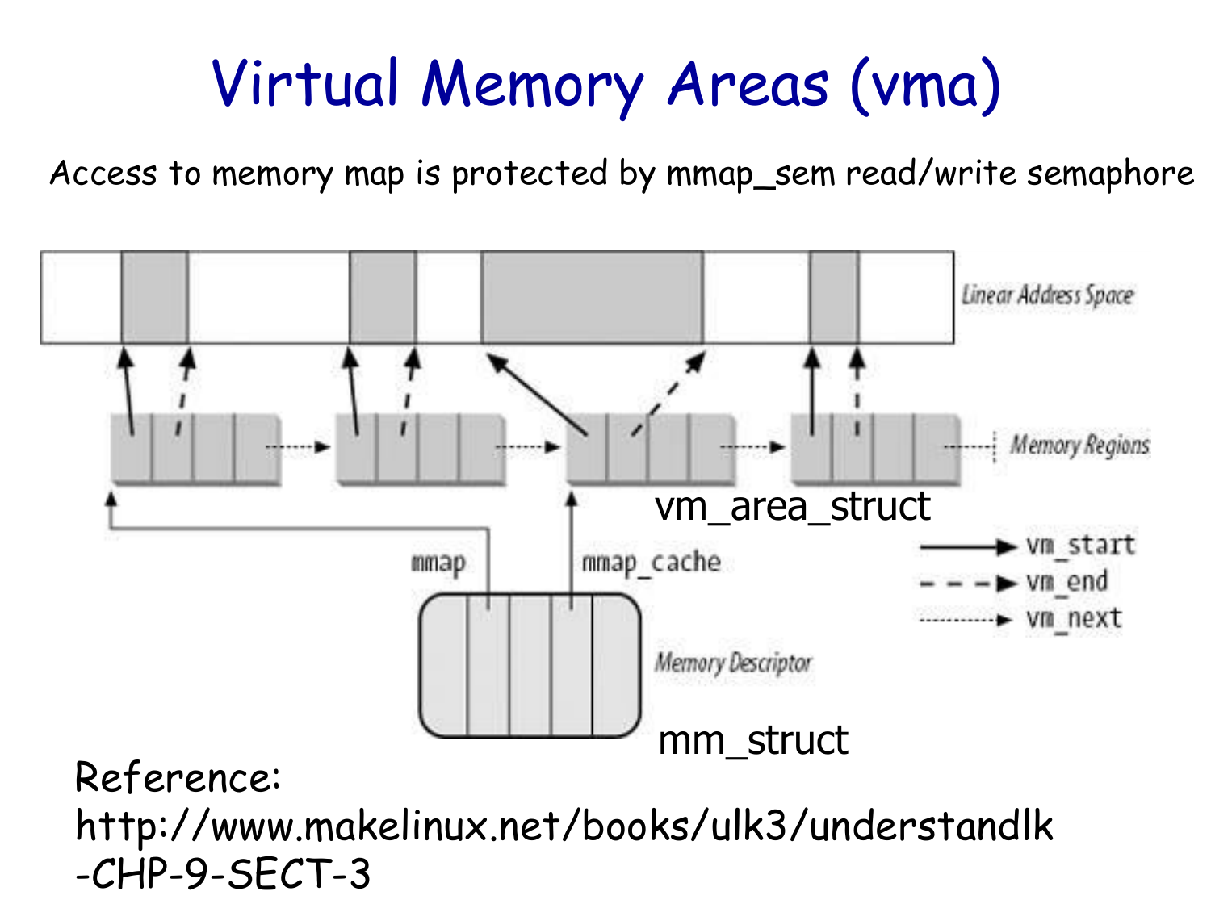# Virtual Memory Areas (vma)

Access to memory map is protected by mmap_sem read/write semaphore

Linear Address Space

Memory Regions

vm_area_struct

mmap

mmap_cache

vm_start

vm_end

vm_next

Memory Descriptor

mm_struct

Reference: http://www.makelinux.net/books/ulk3/understandlk-CHP-9-SECT-3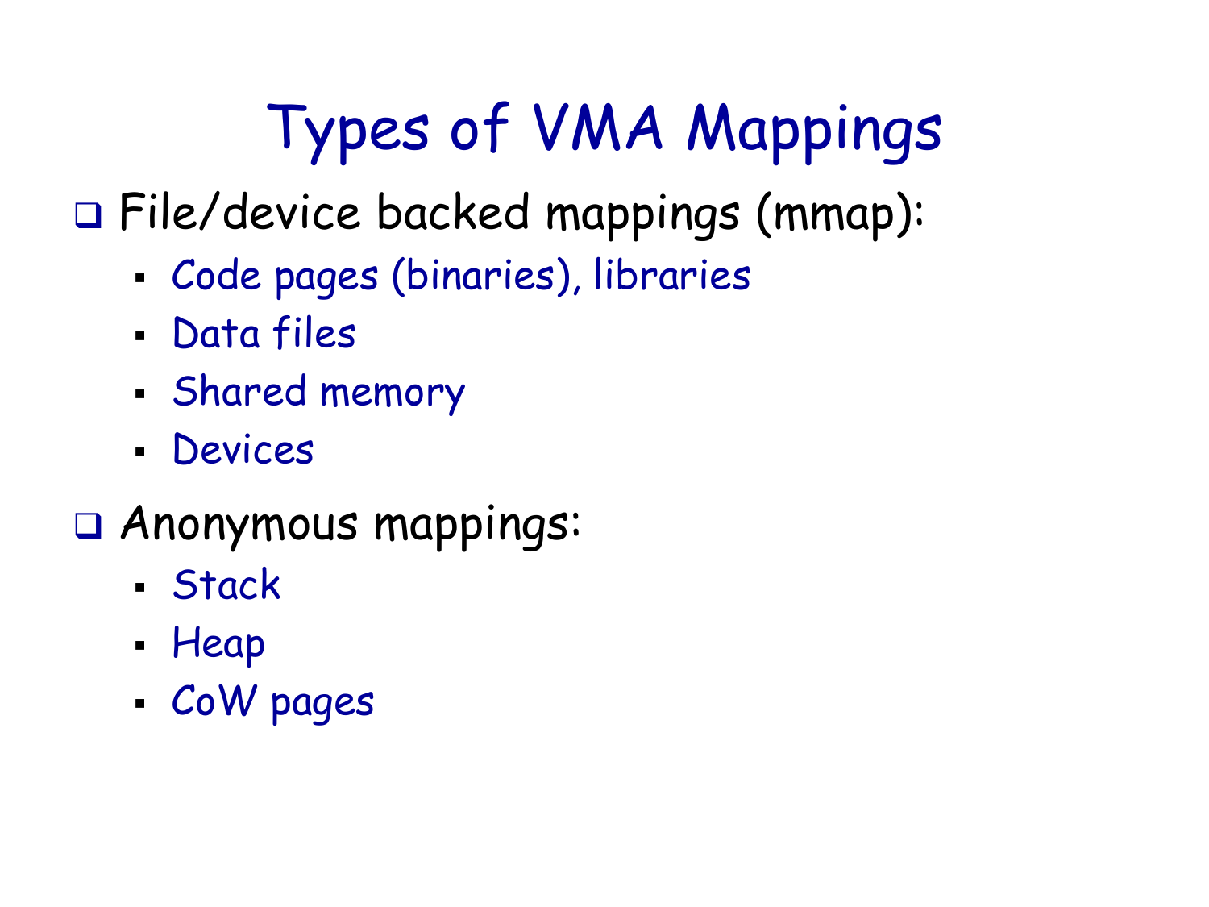# Types of VMA Mappings

- File/device backed mappings (mmap):
  - Code pages (binaries), libraries
  - Data files
  - Shared memory
  - Devices
- Anonymous mappings:
  - Stack
  - Heap
  - CoW pages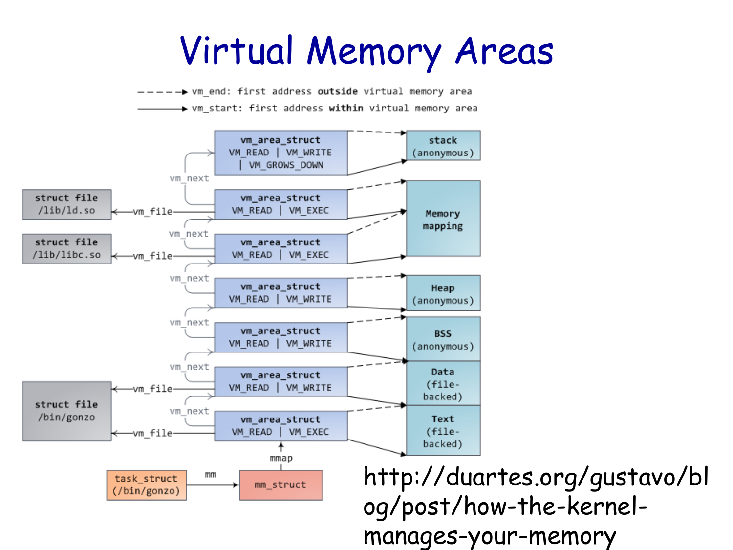# Virtual Memory Areas

- - - - -▸ vm_end: first address **outside** virtual memory area

———▸ vm_start: first address **within** virtual memory area

| vm_area_struct flags | Region | vm_file |
|---|---|---|
| VM_READ \| VM_WRITE \| VM_GROWS_DOWN | stack (anonymous) | |
| VM_READ \| VM_EXEC | Memory mapping | struct file /lib/ld.so |
| VM_READ \| VM_EXEC | Memory mapping | struct file /lib/libc.so |
| VM_READ \| VM_WRITE | Heap (anonymous) | |
| VM_READ \| VM_WRITE | BSS (anonymous) | |
| VM_READ \| VM_WRITE | Data (file-backed) | struct file /bin/gonzo |
| VM_READ \| VM_EXEC | Text (file-backed) | struct file /bin/gonzo |

The vm_area_struct entries are linked via vm_next. task_struct (/bin/gonzo) → mm → mm_struct → mmap → vm_area_struct.

http://duartes.org/gustavo/blog/post/how-the-kernel-manages-your-memory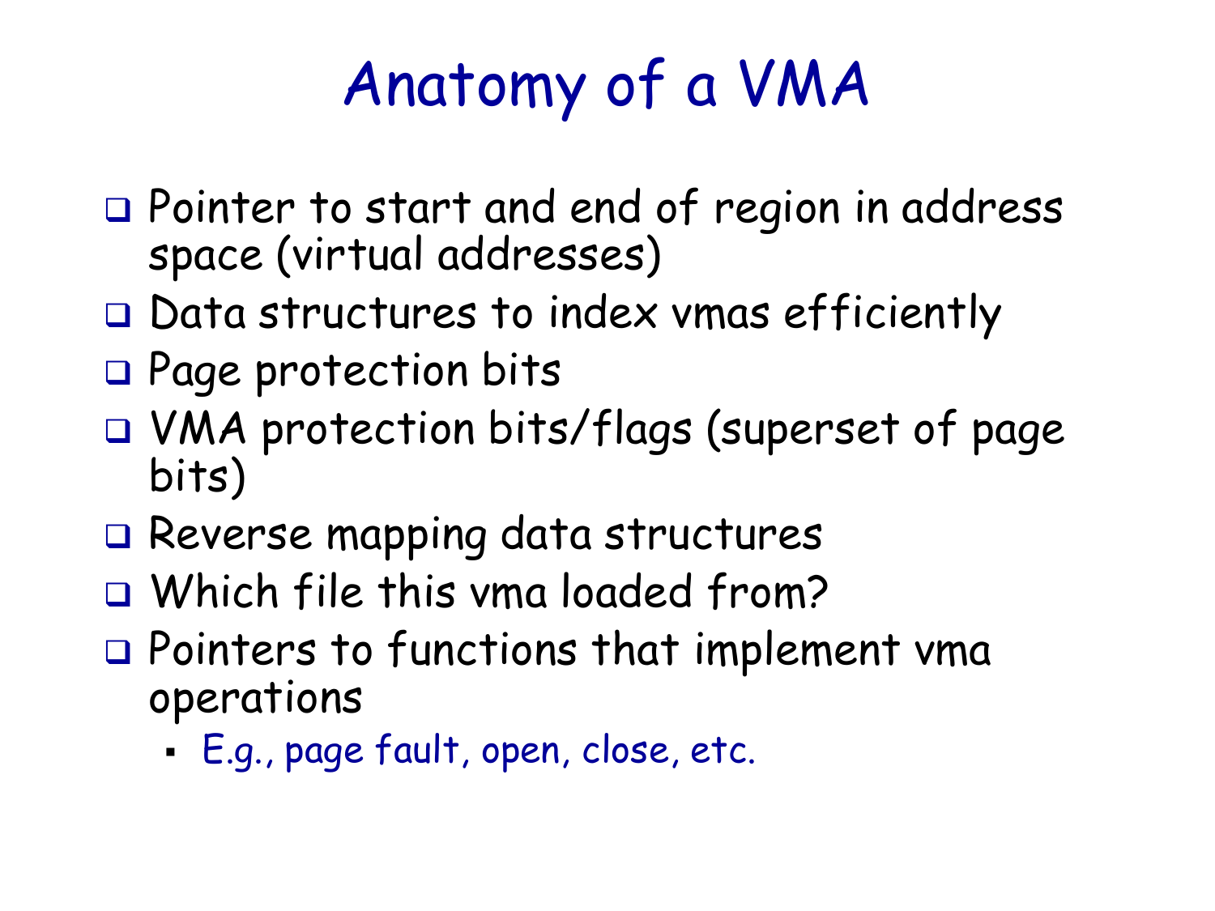# Anatomy of a VMA

- Pointer to start and end of region in address space (virtual addresses)
- Data structures to index vmas efficiently
- Page protection bits
- VMA protection bits/flags (superset of page bits)
- Reverse mapping data structures
- Which file this vma loaded from?
- Pointers to functions that implement vma operations
  - E.g., page fault, open, close, etc.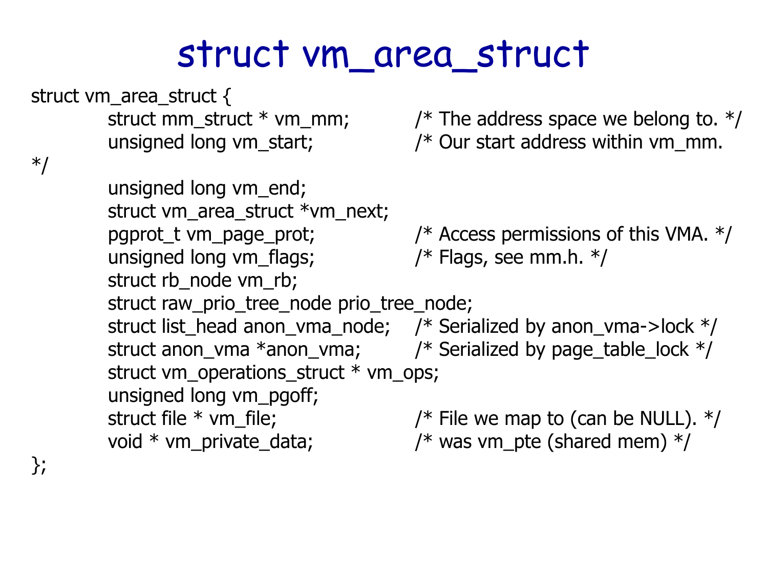# struct vm_area_struct

```
struct vm_area_struct {
        struct mm_struct * vm_mm;           /* The address space we belong to. */
        unsigned long vm_start;             /* Our start address within vm_mm.
*/
        unsigned long vm_end;
        struct vm_area_struct *vm_next;
        pgprot_t vm_page_prot;              /* Access permissions of this VMA. */
        unsigned long vm_flags;             /* Flags, see mm.h. */
        struct rb_node vm_rb;
        struct raw_prio_tree_node prio_tree_node;
        struct list_head anon_vma_node;     /* Serialized by anon_vma->lock */
        struct anon_vma *anon_vma;          /* Serialized by page_table_lock */
        struct vm_operations_struct * vm_ops;
        unsigned long vm_pgoff;
        struct file * vm_file;              /* File we map to (can be NULL). */
        void * vm_private_data;             /* was vm_pte (shared mem) */
};
```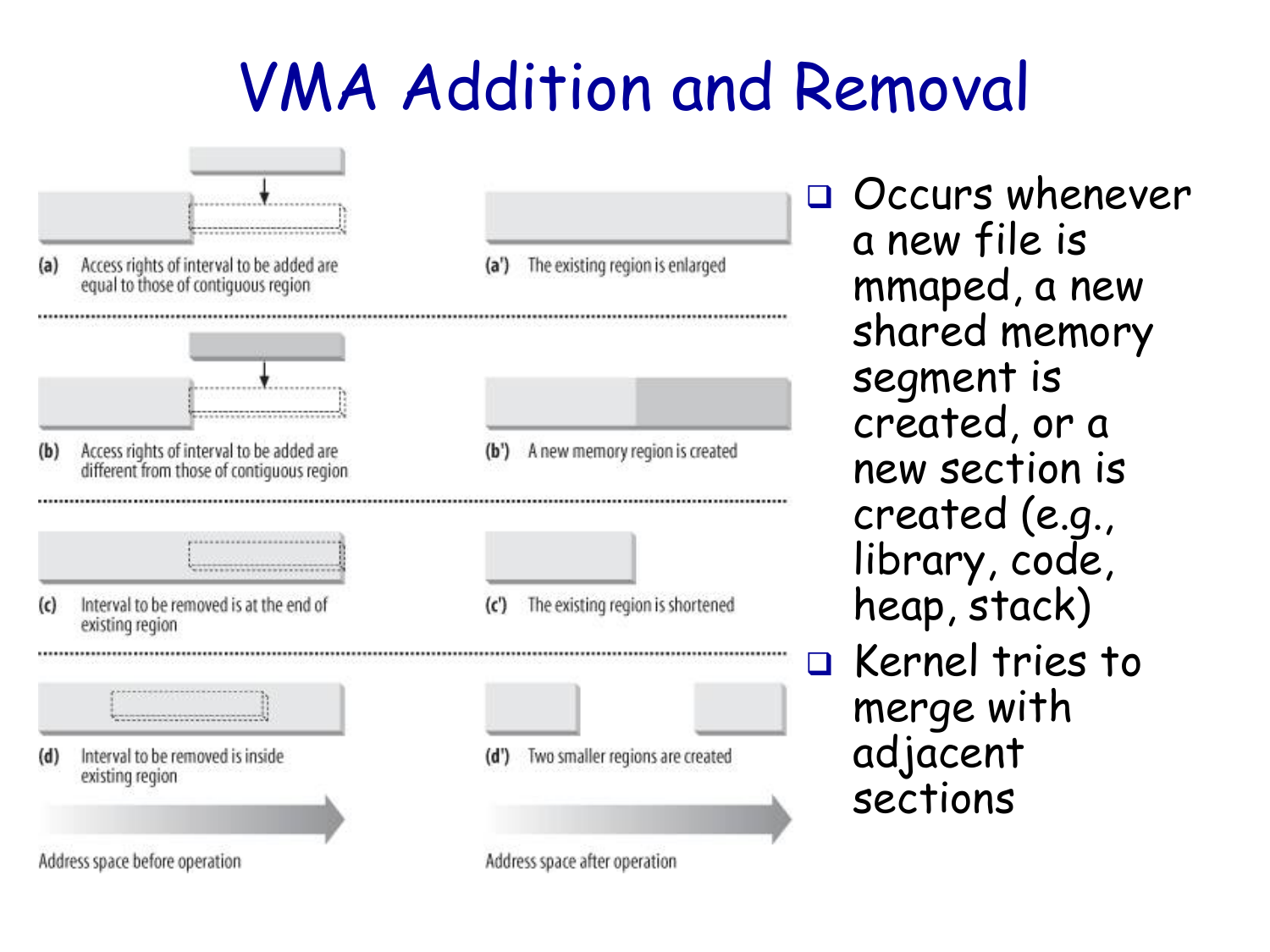# VMA Addition and Removal

(a) Access rights of interval to be added are equal to those of contiguous region

(a') The existing region is enlarged

(b) Access rights of interval to be added are different from those of contiguous region

(b') A new memory region is created

(c) Interval to be removed is at the end of existing region

(c') The existing region is shortened

(d) Interval to be removed is inside existing region

(d') Two smaller regions are created

Address space before operation

Address space after operation

- Occurs whenever a new file is mmaped, a new shared memory segment is created, or a new section is created (e.g., library, code, heap, stack)
- Kernel tries to merge with adjacent sections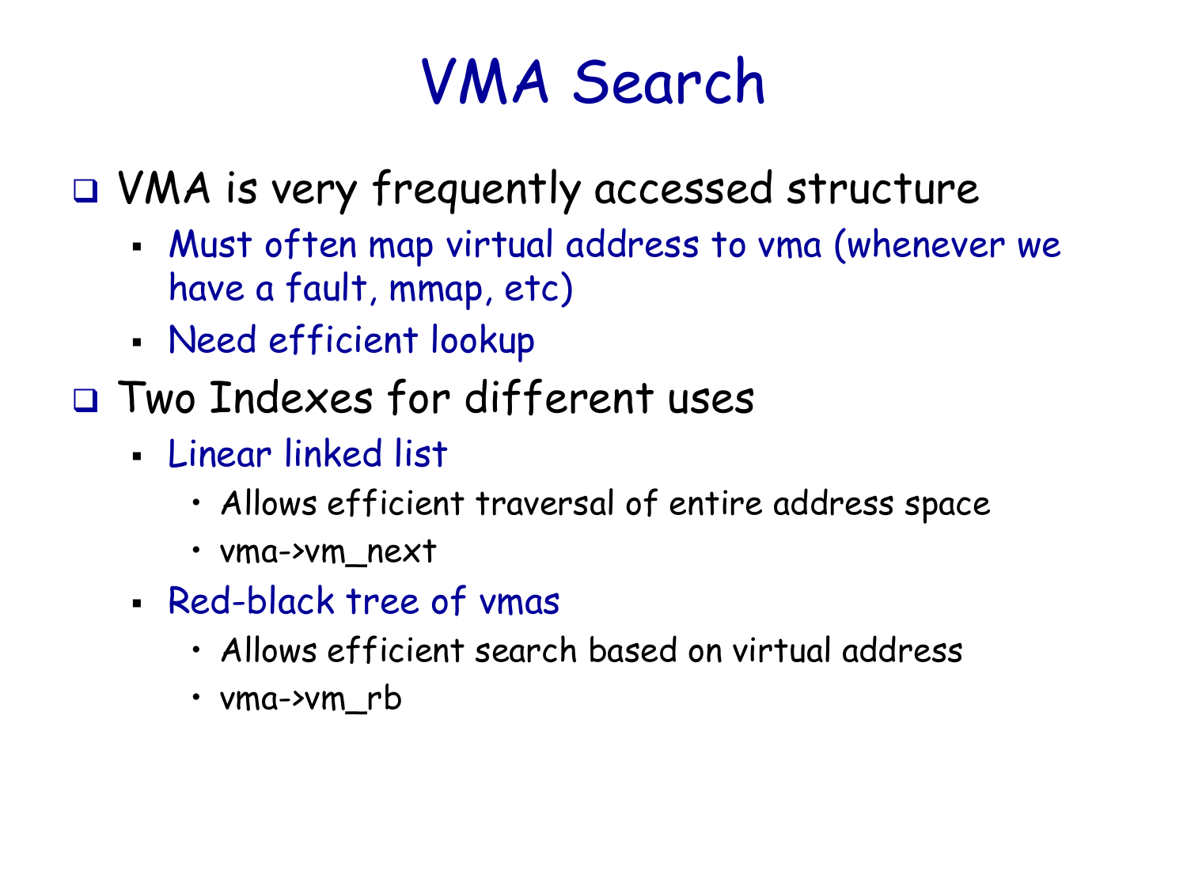# VMA Search

- VMA is very frequently accessed structure
  - Must often map virtual address to vma (whenever we have a fault, mmap, etc)
  - Need efficient lookup
- Two Indexes for different uses
  - Linear linked list
    - Allows efficient traversal of entire address space
    - vma->vm_next
  - Red-black tree of vmas
    - Allows efficient search based on virtual address
    - vma->vm_rb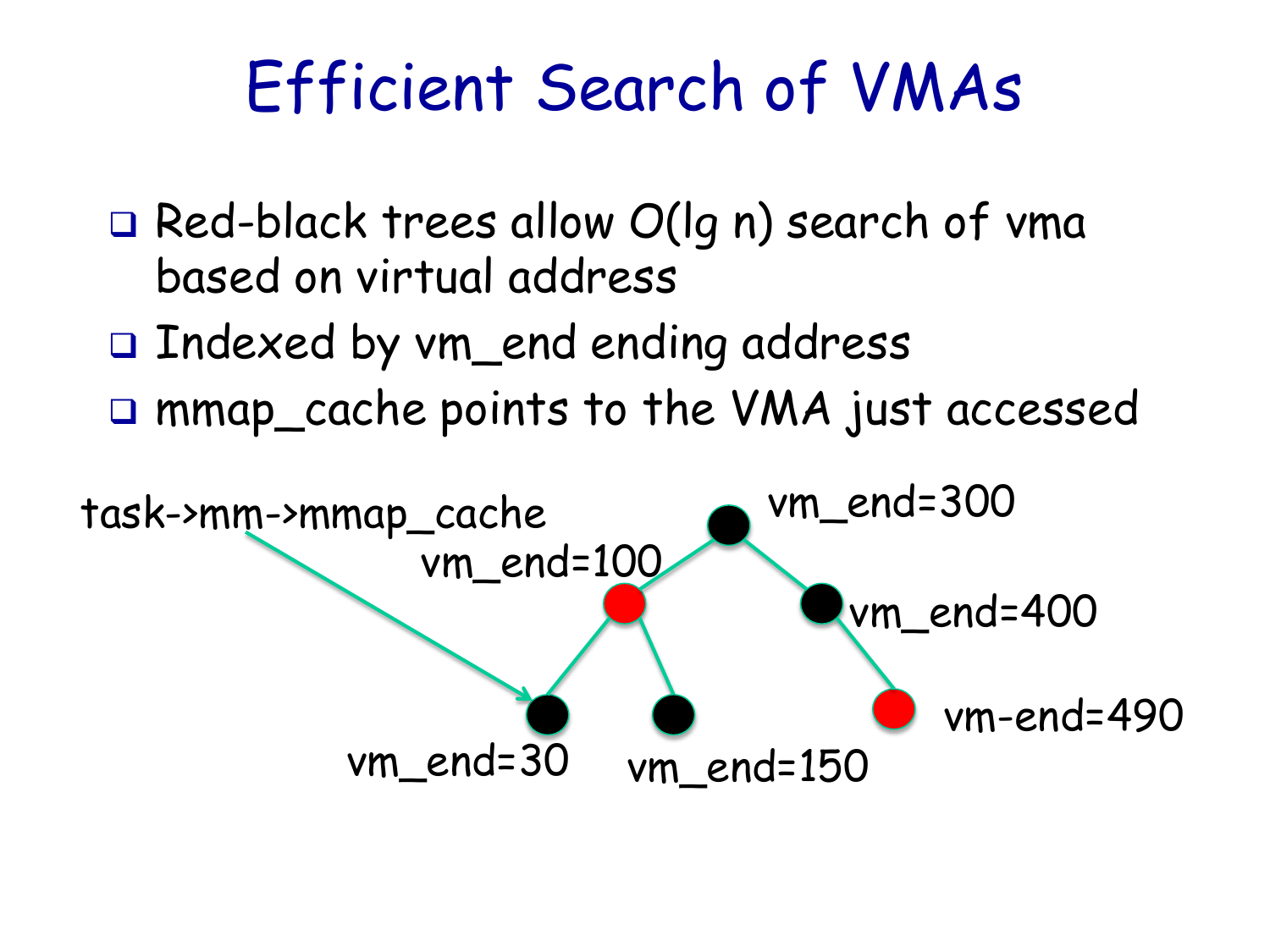# Efficient Search of VMAs

- Red-black trees allow O(lg n) search of vma based on virtual address
- Indexed by vm_end ending address
- mmap_cache points to the VMA just accessed

task->mm->mmap_cache

vm_end=300

vm_end=100

vm_end=400

vm-end=490

vm_end=30

vm_end=150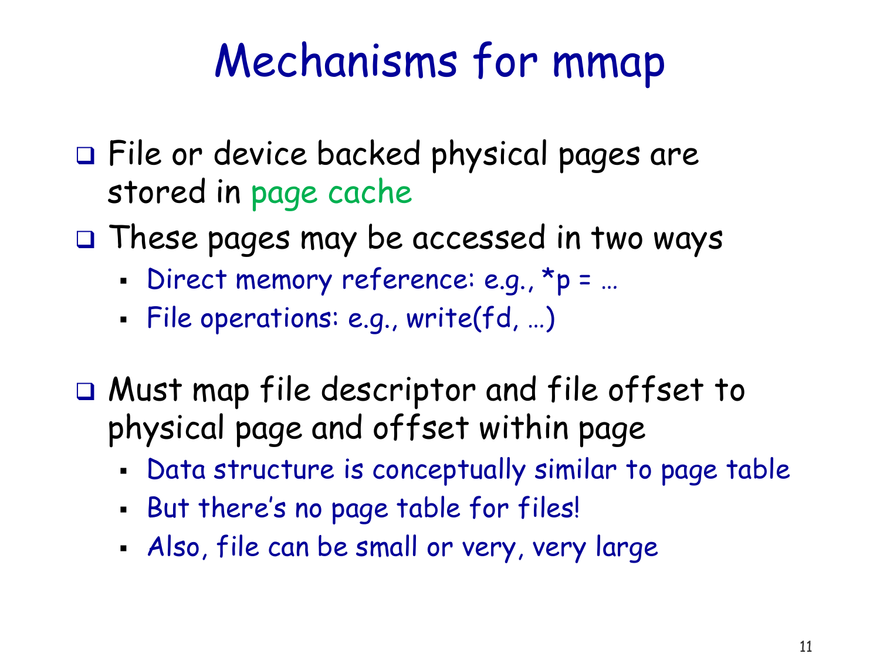# Mechanisms for mmap

- File or device backed physical pages are stored in page cache
- These pages may be accessed in two ways
  - Direct memory reference: e.g., *p = …
  - File operations: e.g., write(fd, …)
- Must map file descriptor and file offset to physical page and offset within page
  - Data structure is conceptually similar to page table
  - But there's no page table for files!
  - Also, file can be small or very, very large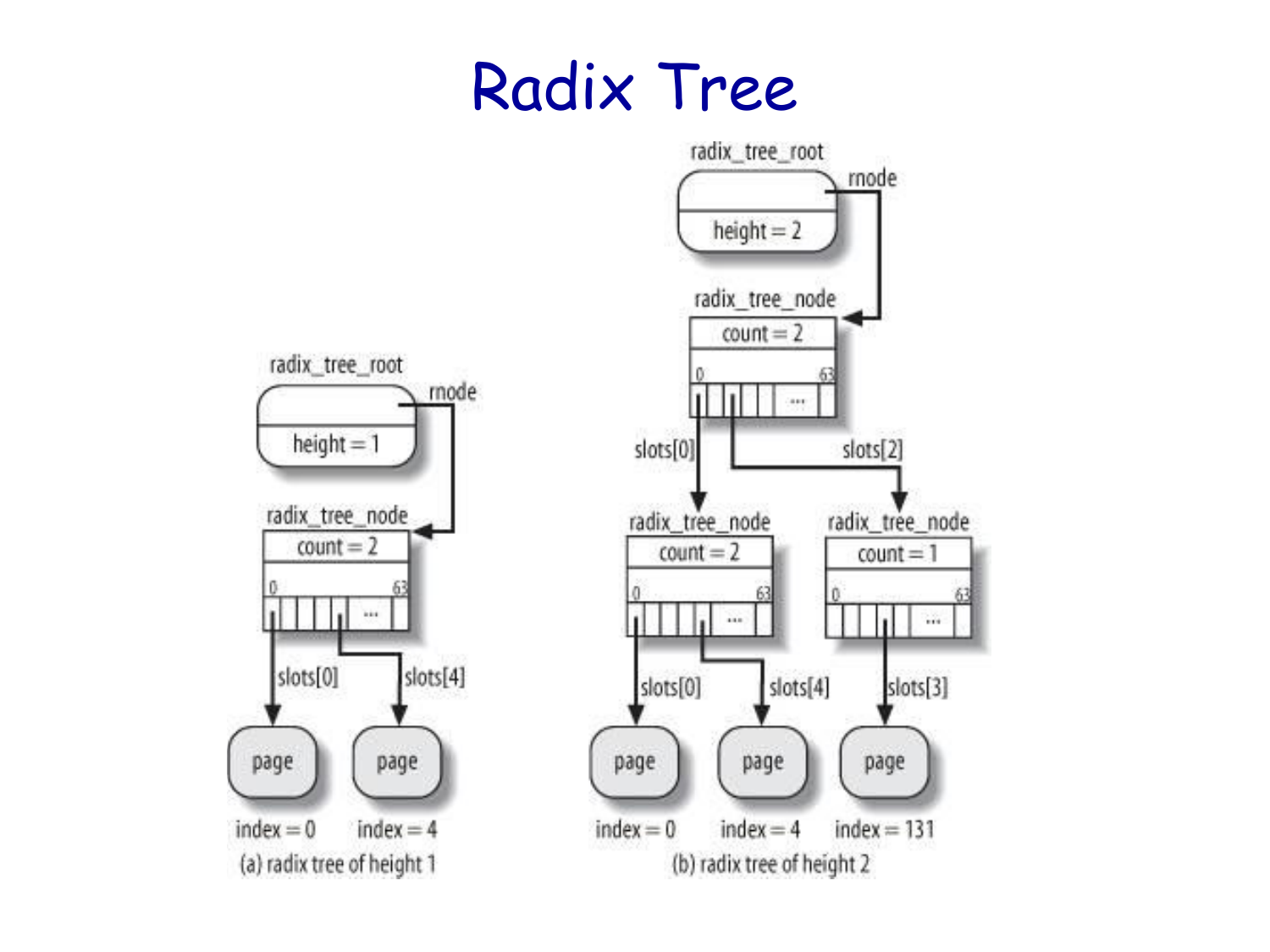# Radix Tree

(a) radix tree of height 1

(b) radix tree of height 2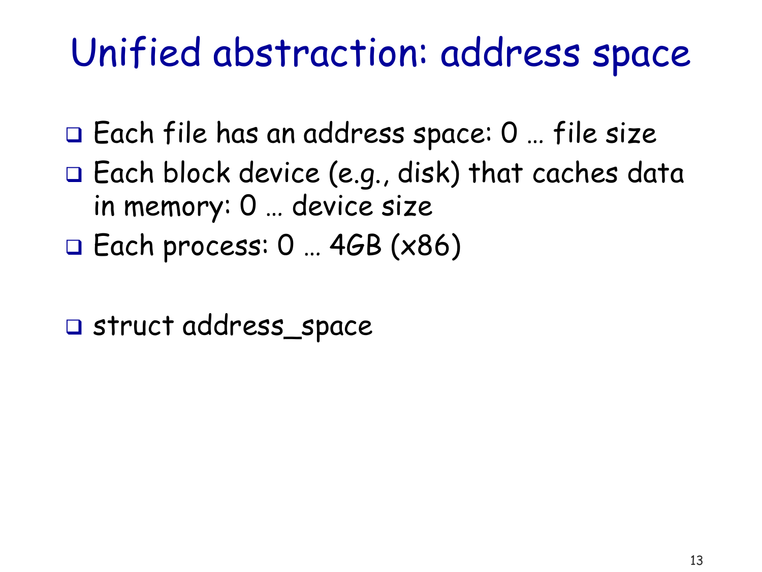# Unified abstraction: address space

- Each file has an address space: 0 … file size
- Each block device (e.g., disk) that caches data in memory: 0 … device size
- Each process: 0 … 4GB (x86)

- struct address_space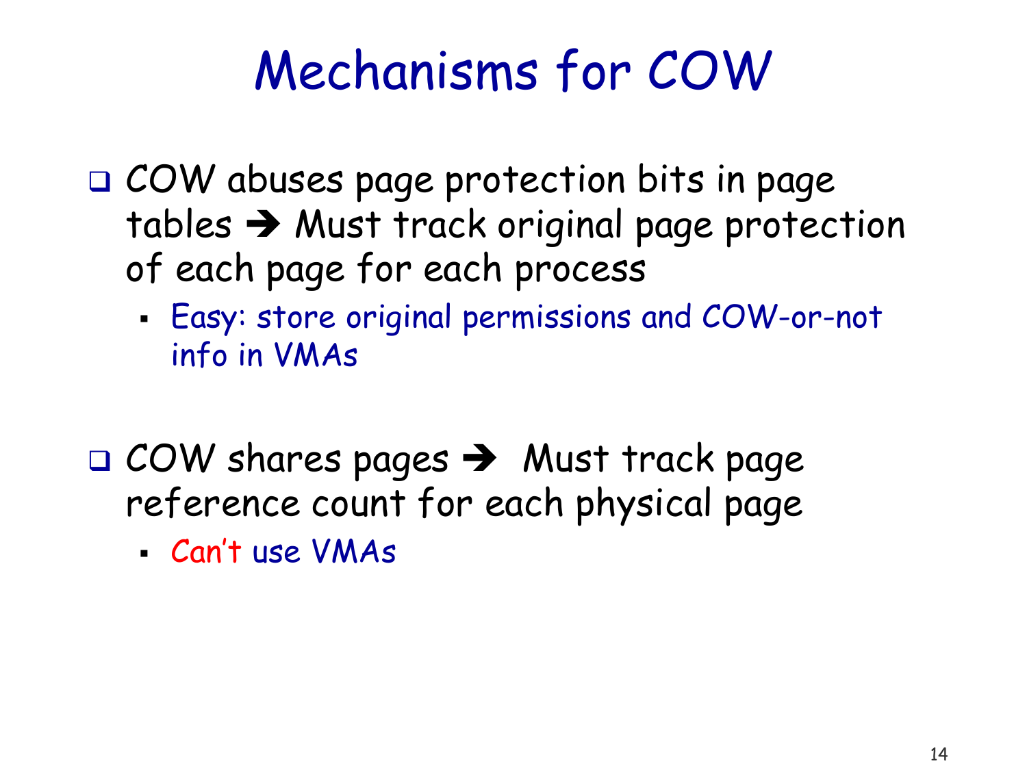# Mechanisms for COW

- COW abuses page protection bits in page tables ➔ Must track original page protection of each page for each process
  - Easy: store original permissions and COW-or-not info in VMAs

- COW shares pages ➔ Must track page reference count for each physical page
  - Can't use VMAs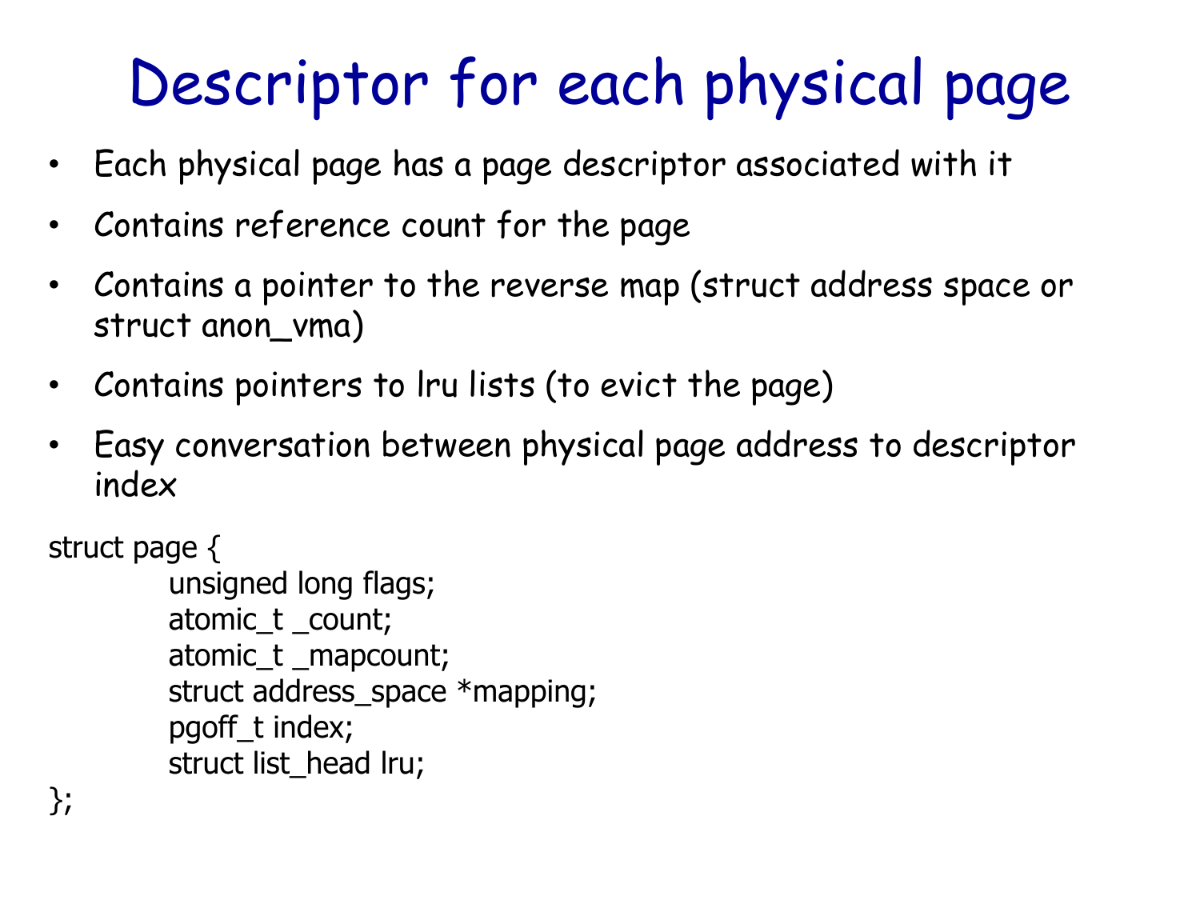# Descriptor for each physical page

- Each physical page has a page descriptor associated with it
- Contains reference count for the page
- Contains a pointer to the reverse map (struct address space or struct anon_vma)
- Contains pointers to lru lists (to evict the page)
- Easy conversation between physical page address to descriptor index

```
struct page {
        unsigned long flags;
        atomic_t _count;
        atomic_t _mapcount;
        struct address_space *mapping;
        pgoff_t index;
        struct list_head lru;
};
```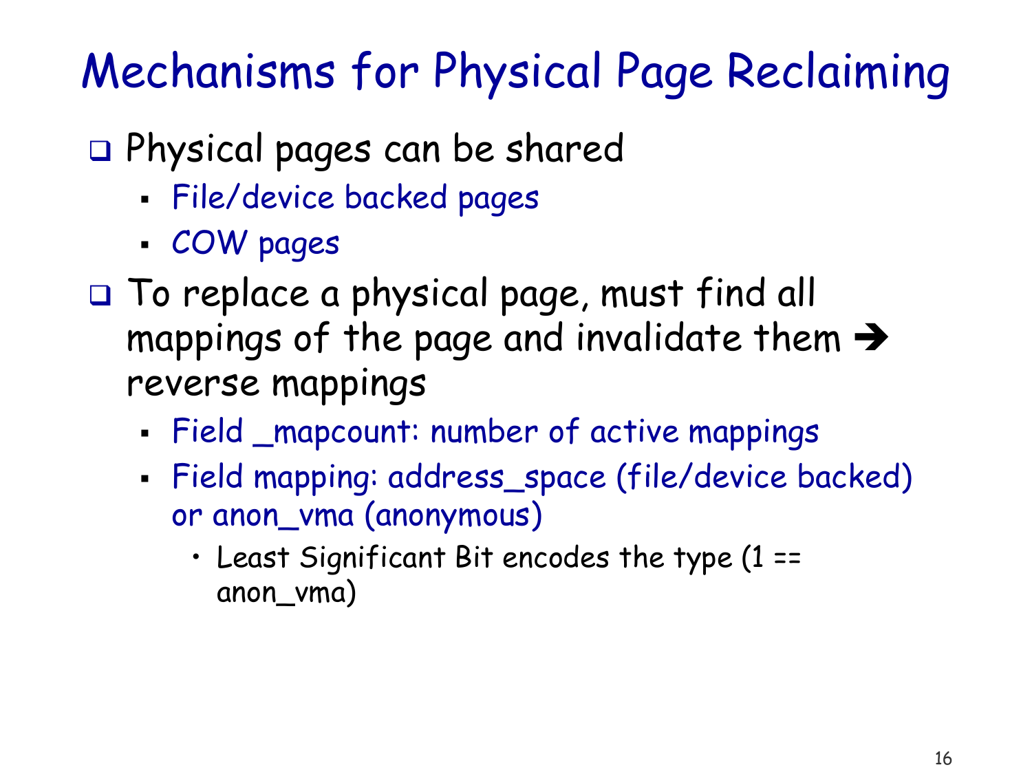# Mechanisms for Physical Page Reclaiming

- Physical pages can be shared
  - File/device backed pages
  - COW pages
- To replace a physical page, must find all mappings of the page and invalidate them ➔ reverse mappings
  - Field _mapcount: number of active mappings
  - Field mapping: address_space (file/device backed) or anon_vma (anonymous)
    - Least Significant Bit encodes the type (1 == anon_vma)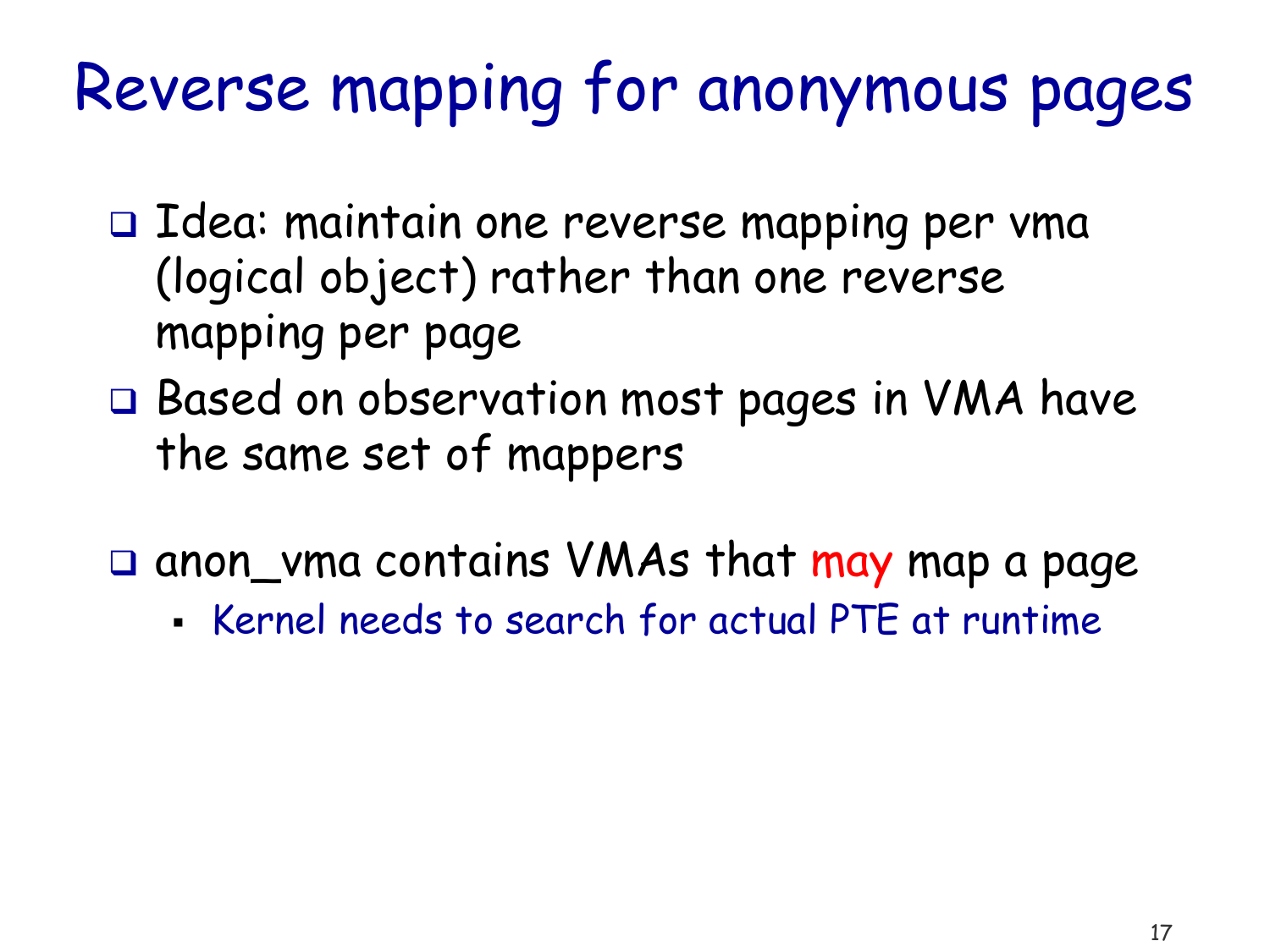# Reverse mapping for anonymous pages

- Idea: maintain one reverse mapping per vma (logical object) rather than one reverse mapping per page
- Based on observation most pages in VMA have the same set of mappers

- anon_vma contains VMAs that may map a page
  - Kernel needs to search for actual PTE at runtime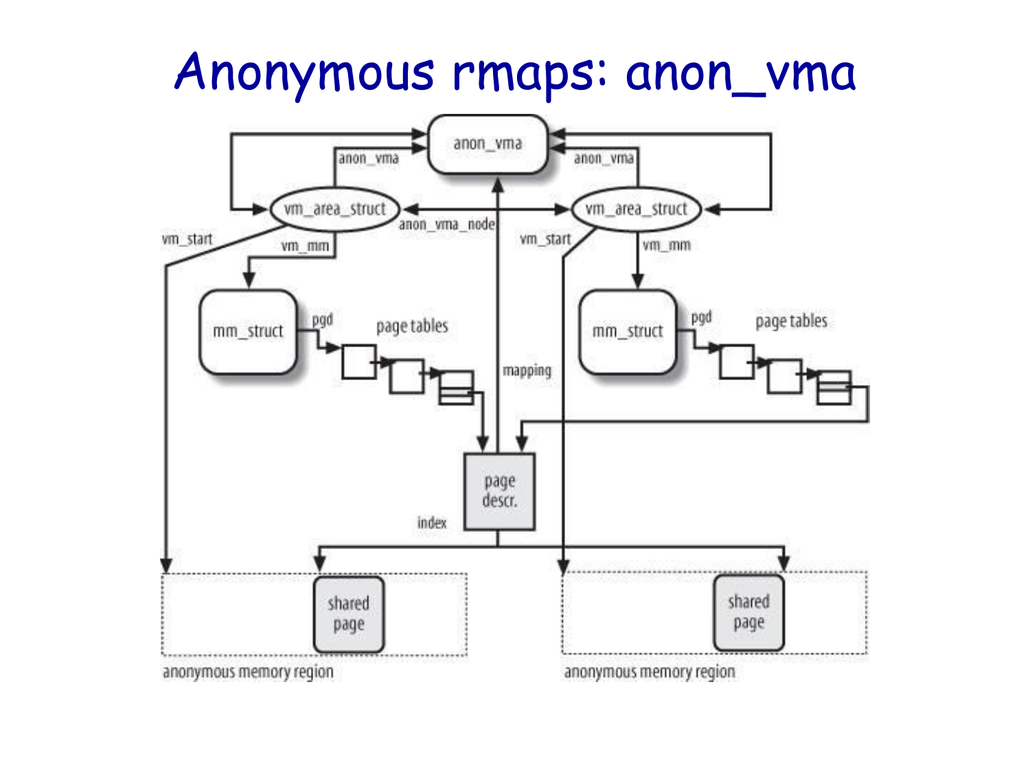# Anonymous rmaps: anon_vma

anon_vma

anon_vma

anon_vma

vm_area_struct

anon_vma_node

vm_area_struct

vm_start

vm_mm

vm_start

vm_mm

mm_struct

pgd

page tables

mapping

mm_struct

pgd

page tables

page descr.

index

shared page

shared page

anonymous memory region

anonymous memory region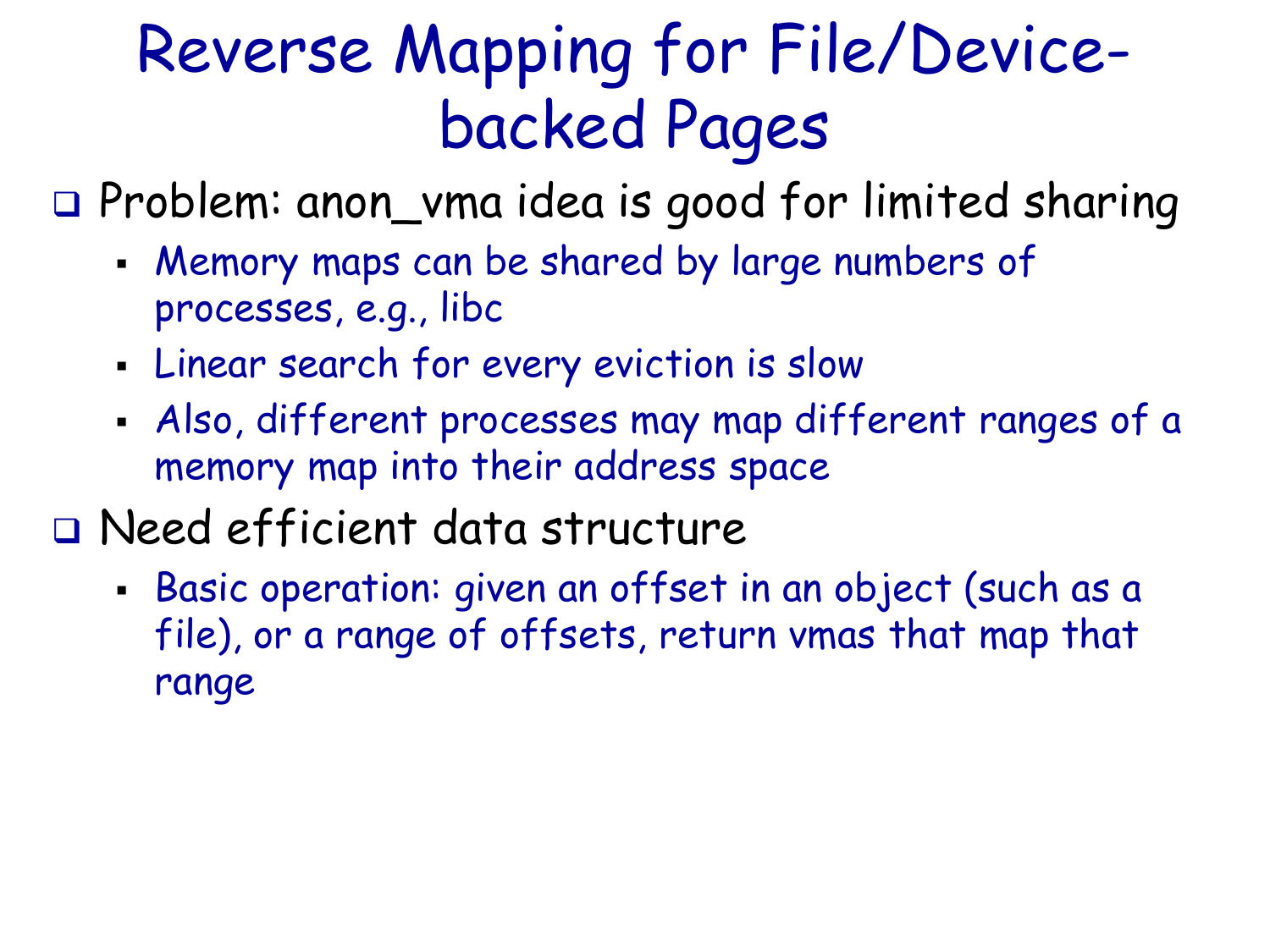# Reverse Mapping for File/Device-backed Pages

- Problem: anon_vma idea is good for limited sharing
  - Memory maps can be shared by large numbers of processes, e.g., libc
  - Linear search for every eviction is slow
  - Also, different processes may map different ranges of a memory map into their address space
- Need efficient data structure
  - Basic operation: given an offset in an object (such as a file), or a range of offsets, return vmas that map that range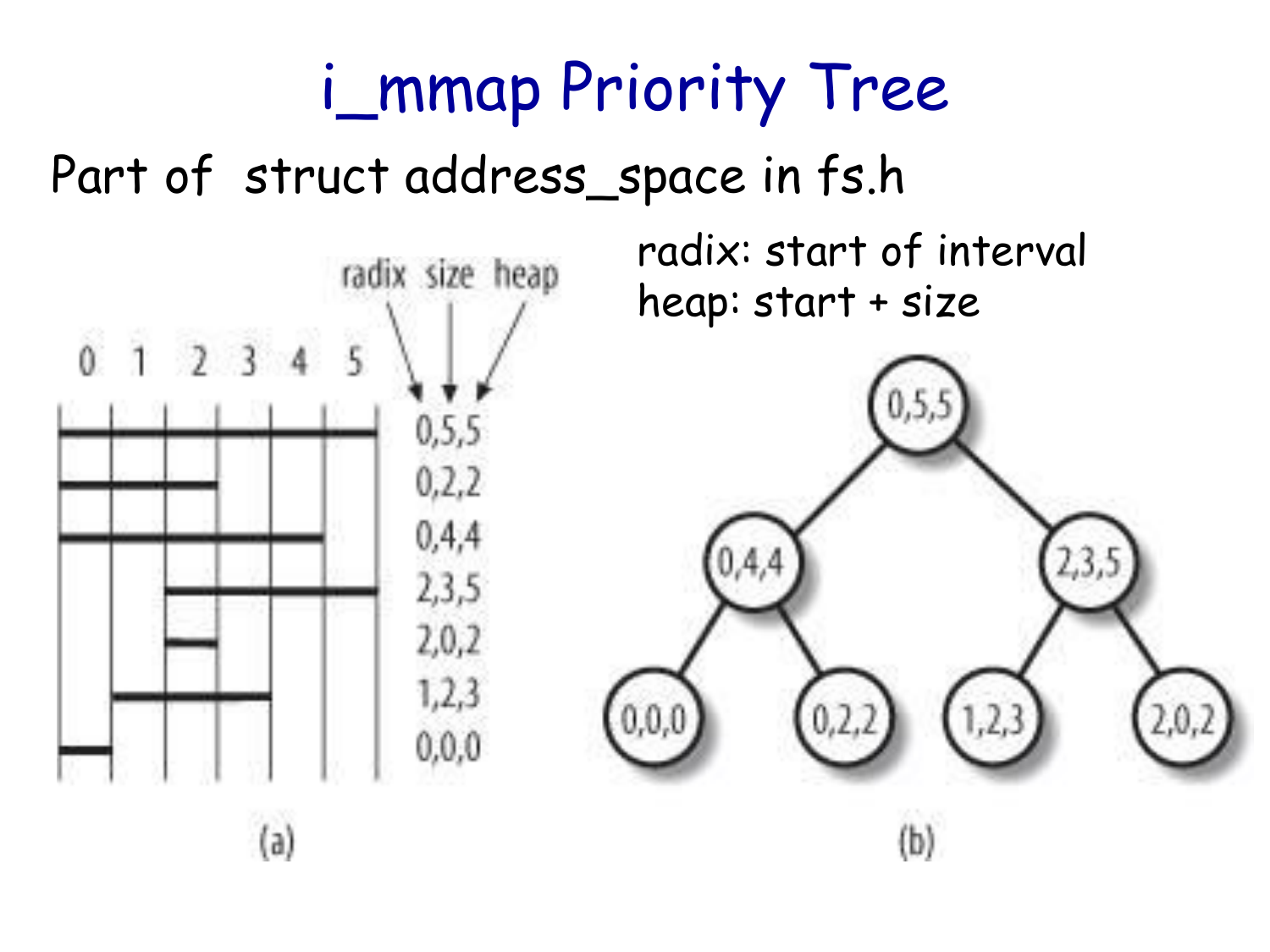# i_mmap Priority Tree

Part of struct address_space in fs.h

radix: start of interval
heap: start + size

radix size heap

0 1 2 3 4 5

0,5,5
0,2,2
0,4,4
2,3,5
2,0,2
1,2,3
0,0,0

(a)

0,5,5
0,4,4
2,3,5
0,0,0
0,2,2
1,2,3
2,0,2

(b)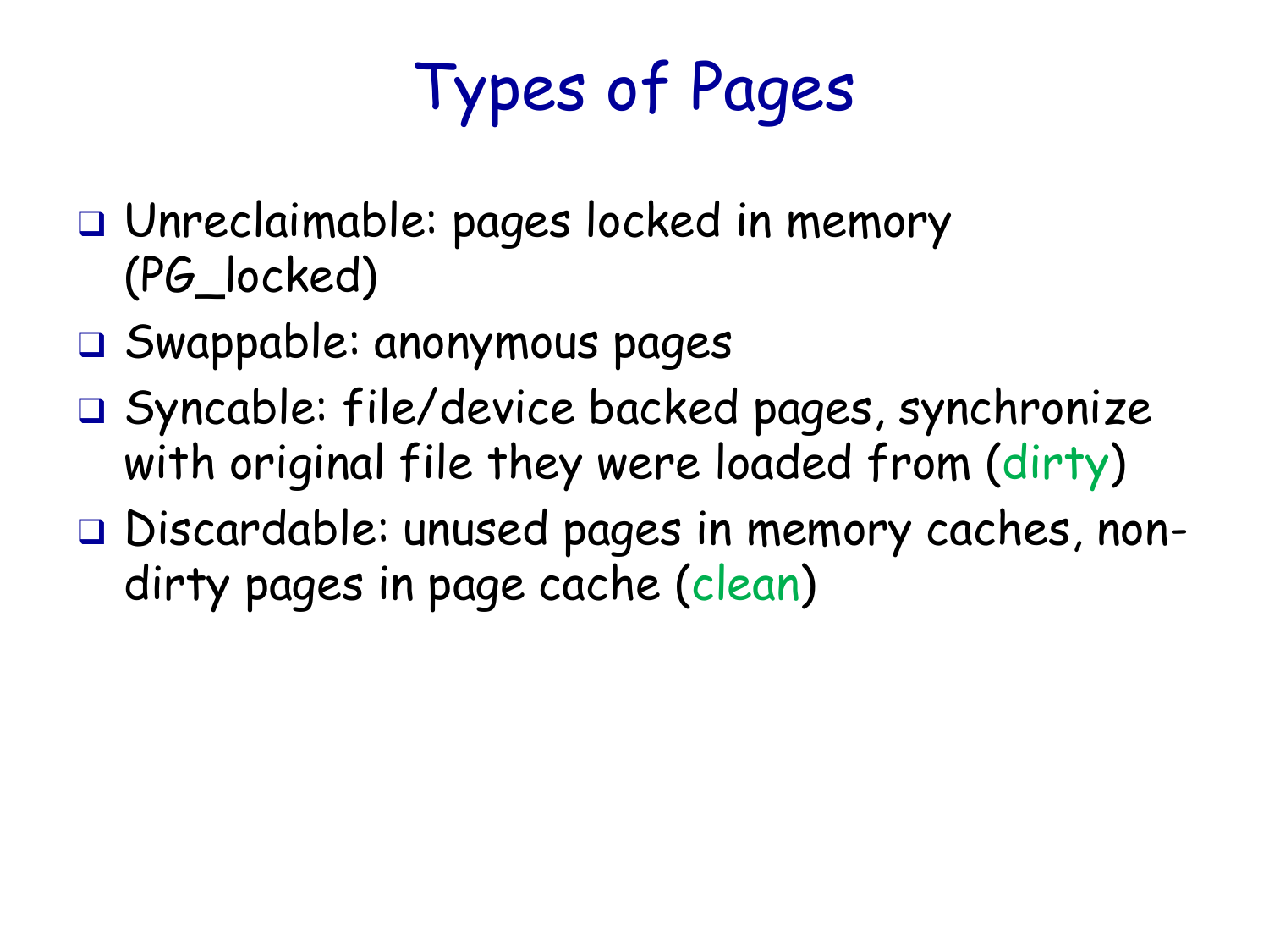# Types of Pages

- Unreclaimable: pages locked in memory (PG_locked)
- Swappable: anonymous pages
- Syncable: file/device backed pages, synchronize with original file they were loaded from (dirty)
- Discardable: unused pages in memory caches, non-dirty pages in page cache (clean)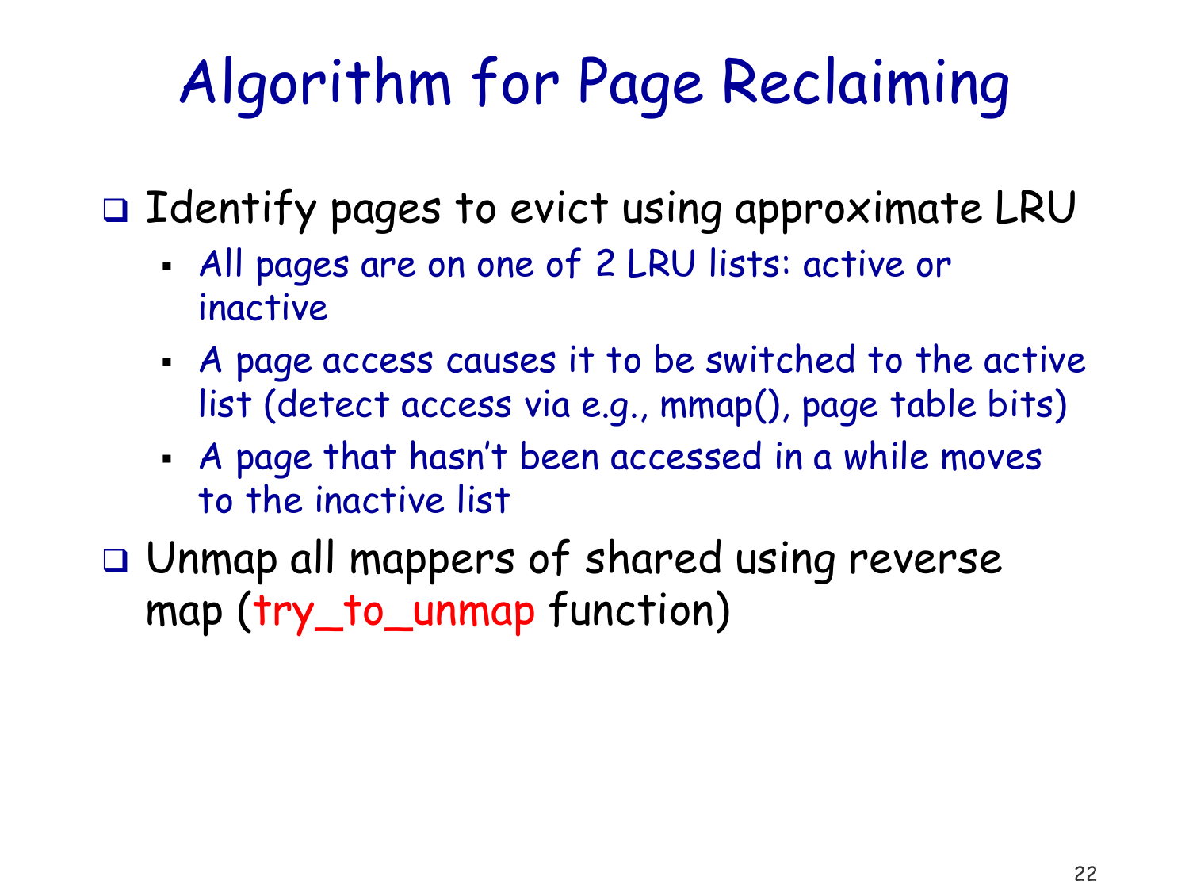# Algorithm for Page Reclaiming

- Identify pages to evict using approximate LRU
  - All pages are on one of 2 LRU lists: active or inactive
  - A page access causes it to be switched to the active list (detect access via e.g., mmap(), page table bits)
  - A page that hasn't been accessed in a while moves to the inactive list
- Unmap all mappers of shared using reverse map (try_to_unmap function)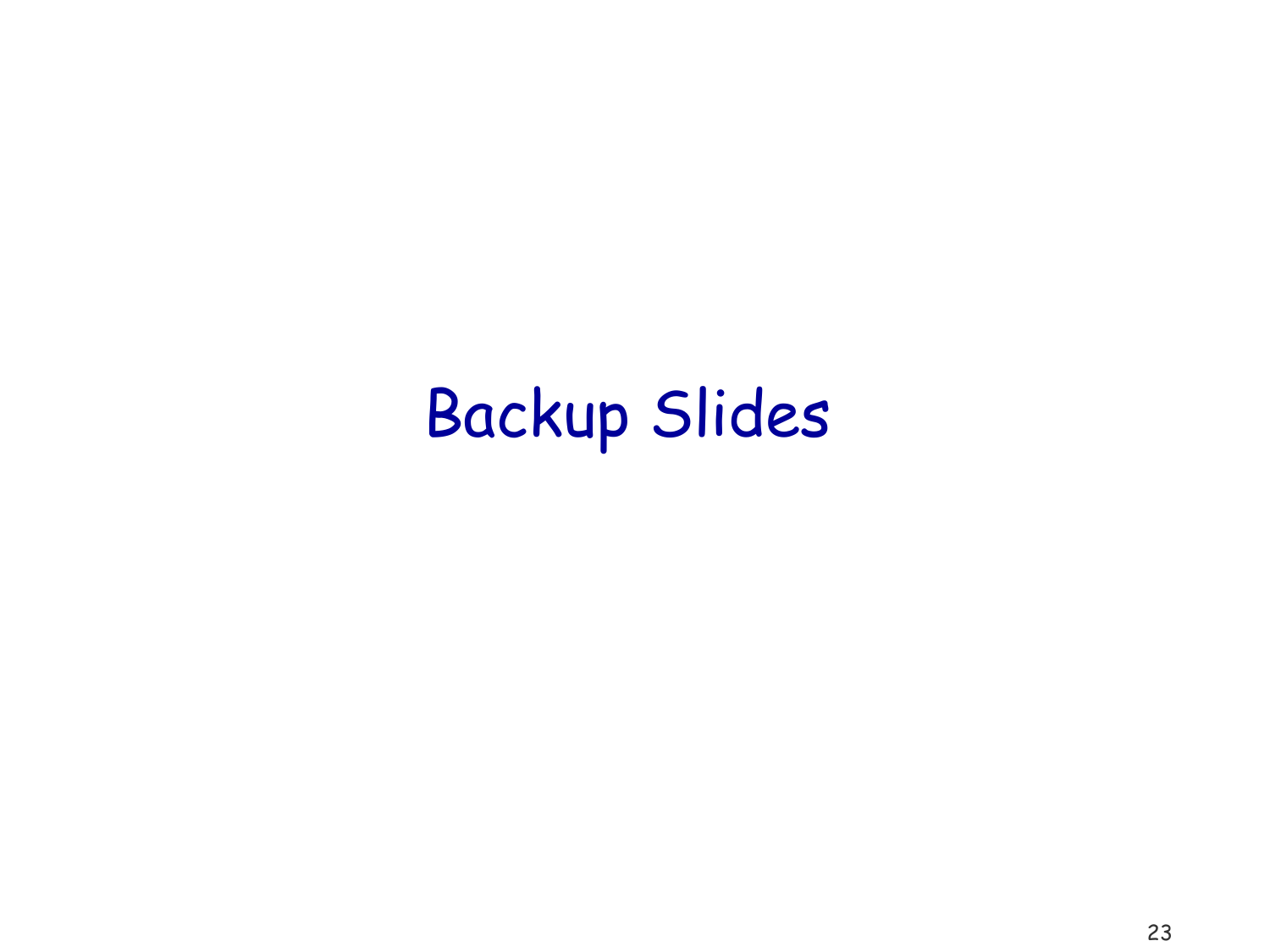# Backup Slides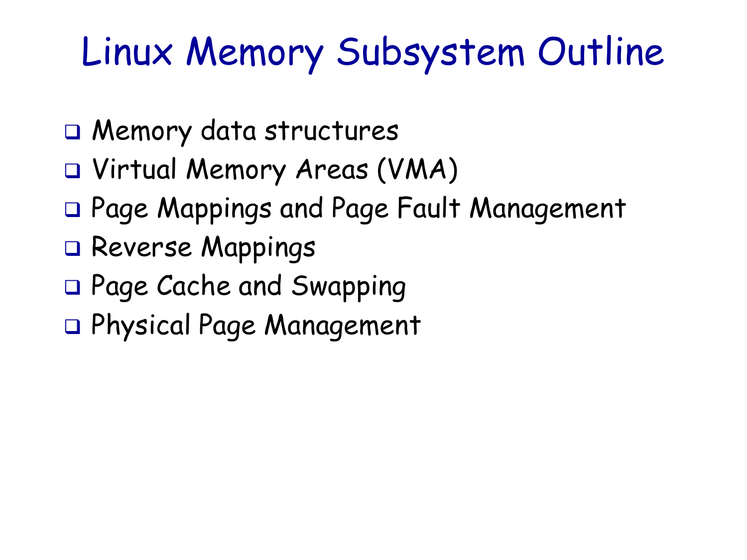# Linux Memory Subsystem Outline

- Memory data structures
- Virtual Memory Areas (VMA)
- Page Mappings and Page Fault Management
- Reverse Mappings
- Page Cache and Swapping
- Physical Page Management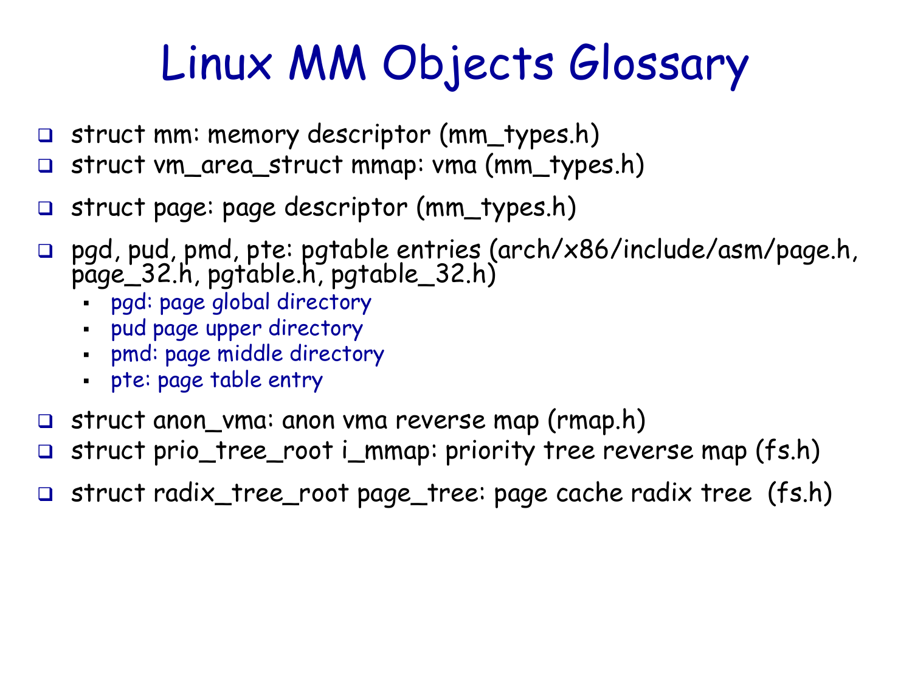# Linux MM Objects Glossary

- struct mm: memory descriptor (mm_types.h)
- struct vm_area_struct mmap: vma (mm_types.h)
- struct page: page descriptor (mm_types.h)
- pgd, pud, pmd, pte: pgtable entries (arch/x86/include/asm/page.h, page_32.h, pgtable.h, pgtable_32.h)
  - pgd: page global directory
  - pud page upper directory
  - pmd: page middle directory
  - pte: page table entry
- struct anon_vma: anon vma reverse map (rmap.h)
- struct prio_tree_root i_mmap: priority tree reverse map (fs.h)
- struct radix_tree_root page_tree: page cache radix tree (fs.h)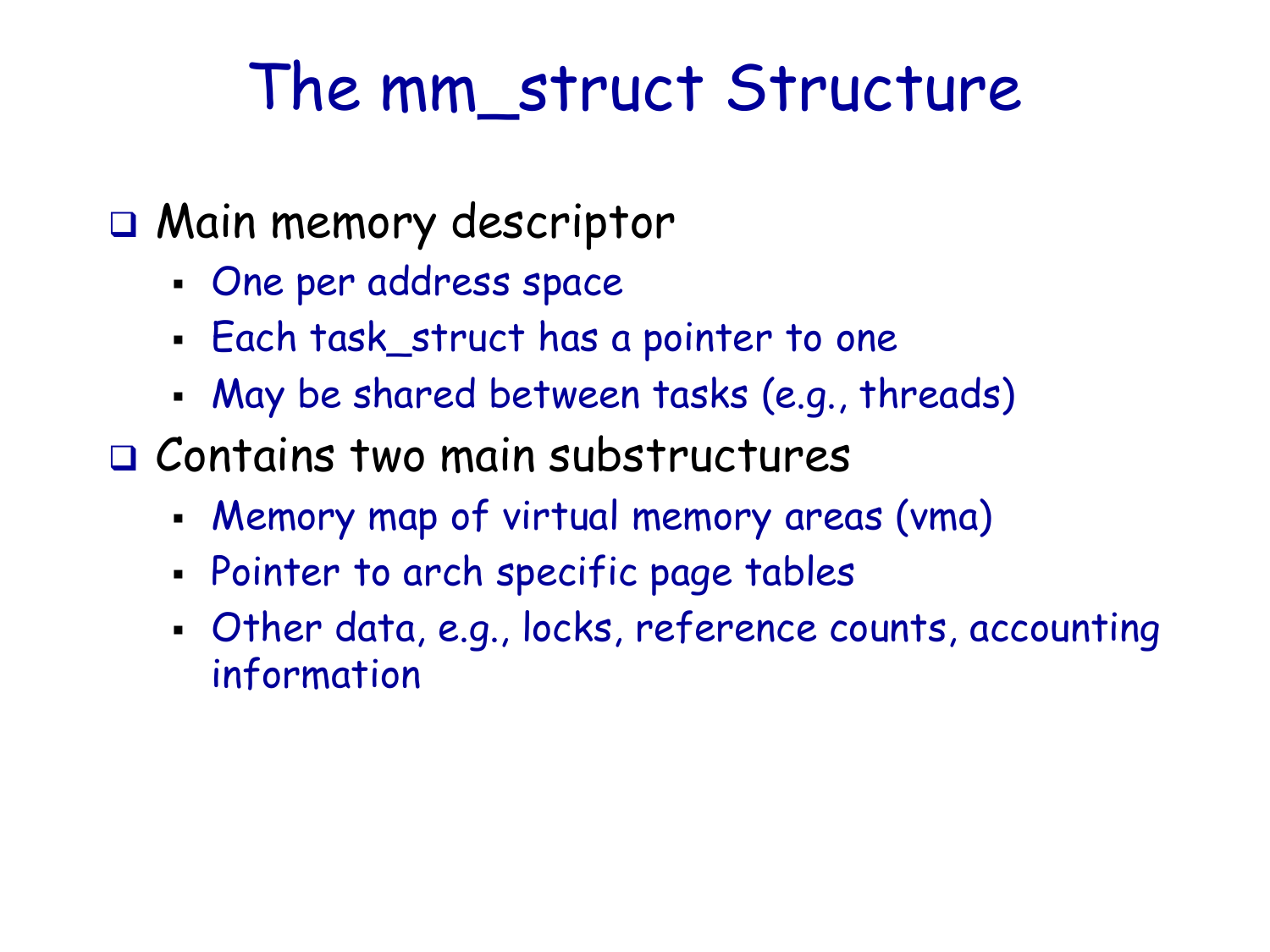# The mm_struct Structure

- Main memory descriptor
  - One per address space
  - Each task_struct has a pointer to one
  - May be shared between tasks (e.g., threads)
- Contains two main substructures
  - Memory map of virtual memory areas (vma)
  - Pointer to arch specific page tables
  - Other data, e.g., locks, reference counts, accounting information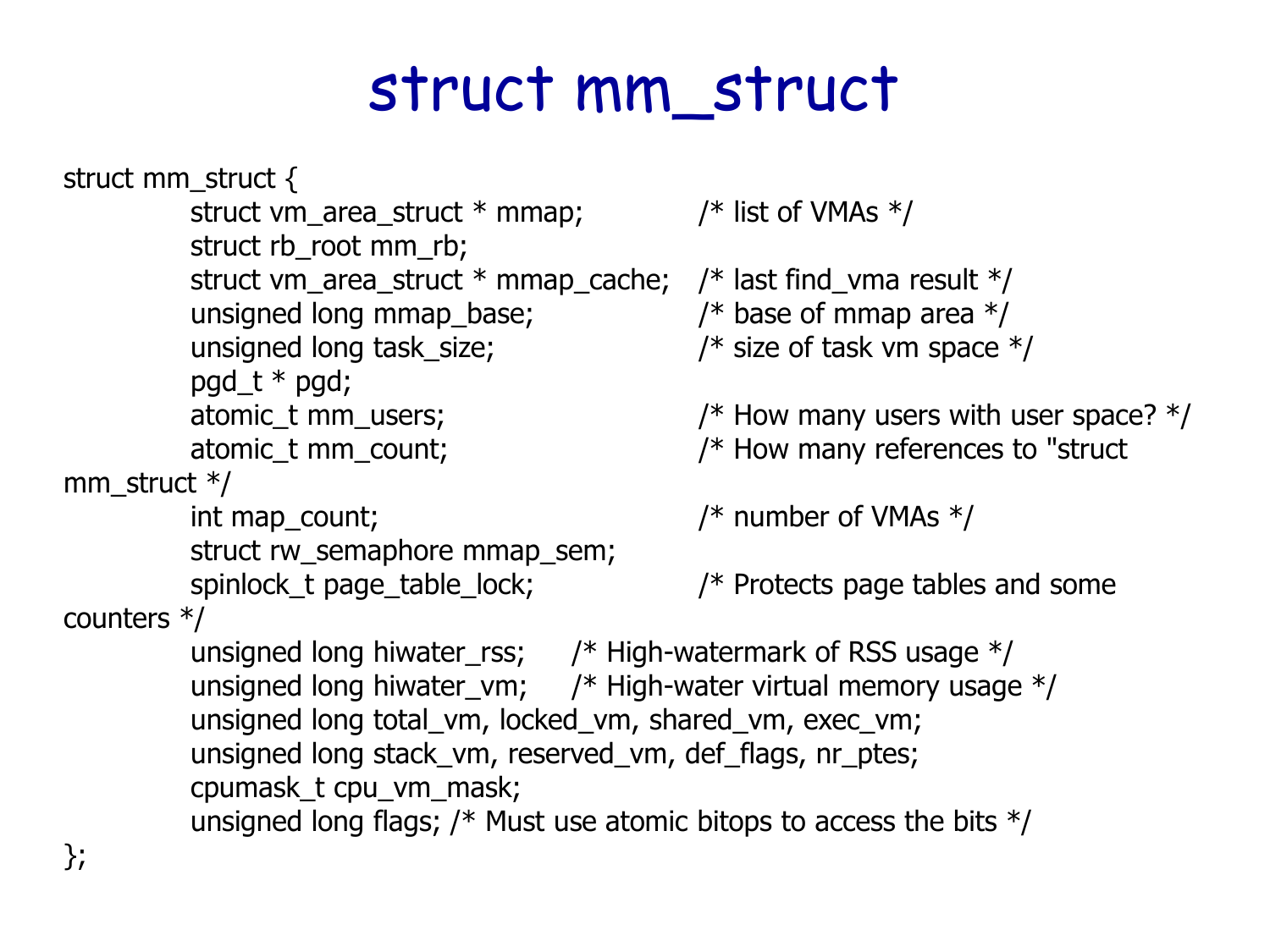# struct mm_struct

```
struct mm_struct {
        struct vm_area_struct * mmap;           /* list of VMAs */
        struct rb_root mm_rb;
        struct vm_area_struct * mmap_cache;     /* last find_vma result */
        unsigned long mmap_base;                /* base of mmap area */
        unsigned long task_size;                /* size of task vm space */
        pgd_t * pgd;
        atomic_t mm_users;                      /* How many users with user space? */
        atomic_t mm_count;                      /* How many references to "struct
mm_struct */
        int map_count;                          /* number of VMAs */
        struct rw_semaphore mmap_sem;
        spinlock_t page_table_lock;             /* Protects page tables and some
counters */
        unsigned long hiwater_rss;      /* High-watermark of RSS usage */
        unsigned long hiwater_vm;       /* High-water virtual memory usage */
        unsigned long total_vm, locked_vm, shared_vm, exec_vm;
        unsigned long stack_vm, reserved_vm, def_flags, nr_ptes;
        cpumask_t cpu_vm_mask;
        unsigned long flags; /* Must use atomic bitops to access the bits */
};
```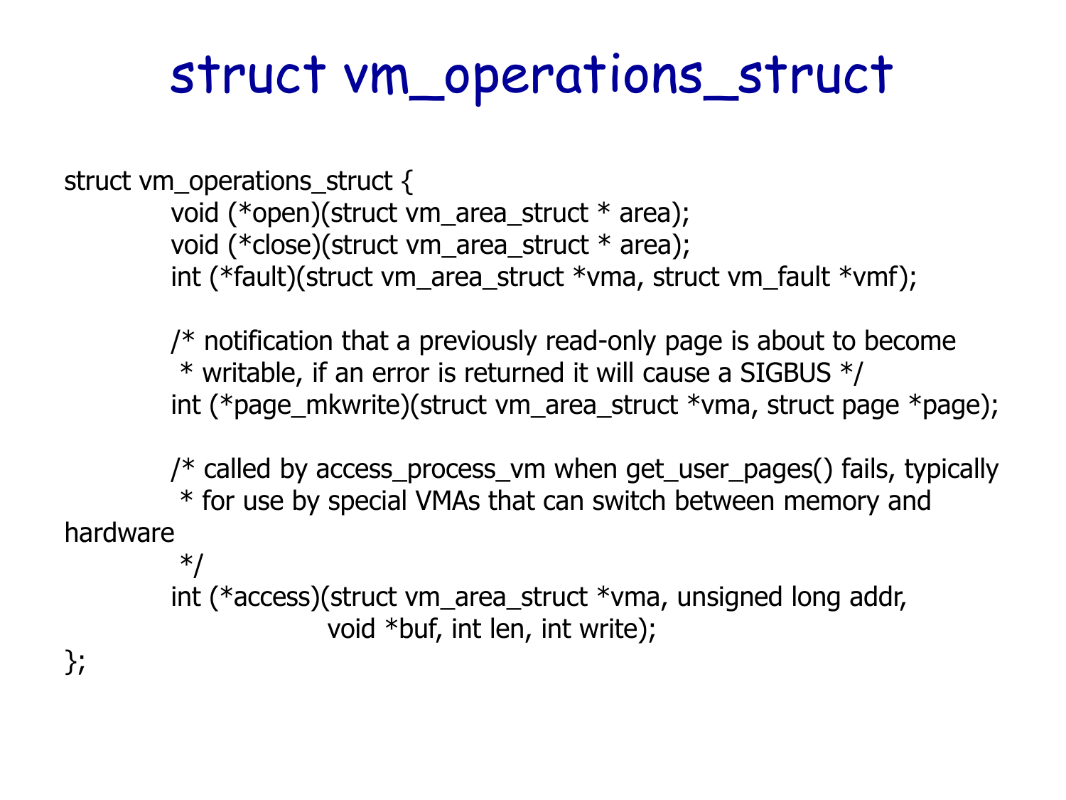# struct vm_operations_struct

```
struct vm_operations_struct {
        void (*open)(struct vm_area_struct * area);
        void (*close)(struct vm_area_struct * area);
        int (*fault)(struct vm_area_struct *vma, struct vm_fault *vmf);

        /* notification that a previously read-only page is about to become
         * writable, if an error is returned it will cause a SIGBUS */
        int (*page_mkwrite)(struct vm_area_struct *vma, struct page *page);

        /* called by access_process_vm when get_user_pages() fails, typically
         * for use by special VMAs that can switch between memory and
hardware
         */
        int (*access)(struct vm_area_struct *vma, unsigned long addr,
                        void *buf, int len, int write);
};
```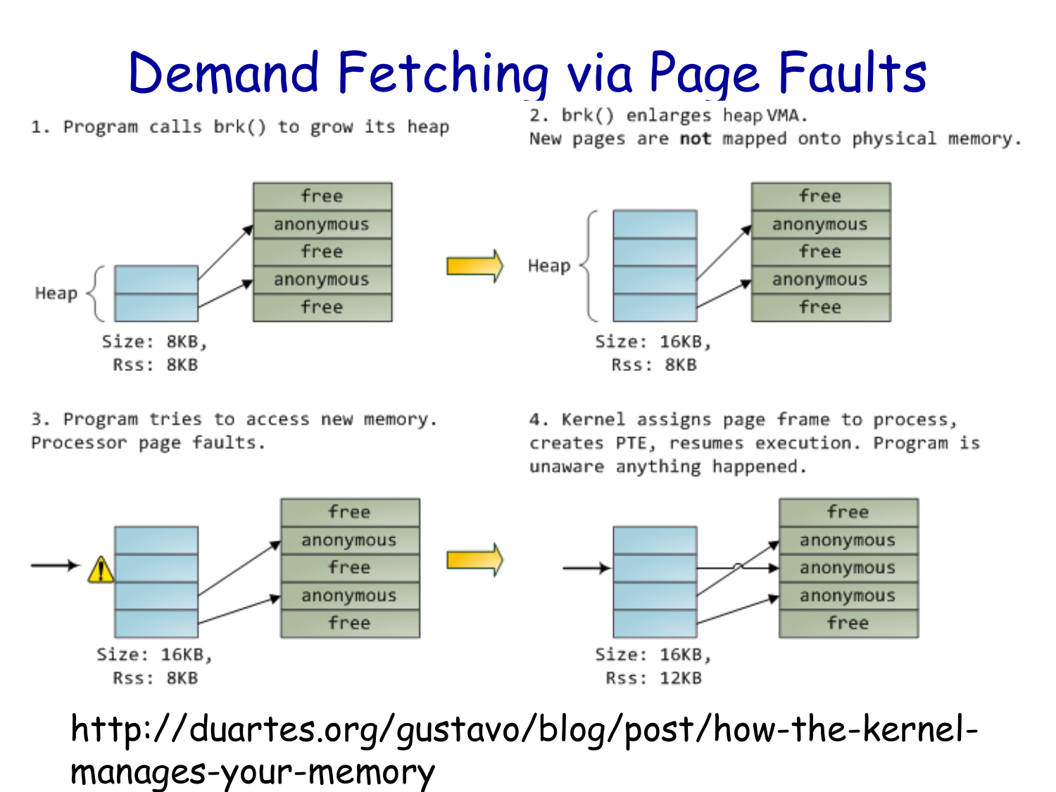# Demand Fetching via Page Faults

1. Program calls brk() to grow its heap

Heap

| |
|---|
| free |
| anonymous |
| free |
| anonymous |
| free |

Size: 8KB,
Rss: 8KB

2. brk() enlarges heap VMA.
New pages are **not** mapped onto physical memory.

Heap

| |
|---|
| free |
| anonymous |
| free |
| anonymous |
| free |

Size: 16KB,
Rss: 8KB

3. Program tries to access new memory.
Processor page faults.

| |
|---|
| free |
| anonymous |
| free |
| anonymous |
| free |

Size: 16KB,
Rss: 8KB

4. Kernel assigns page frame to process, creates PTE, resumes execution. Program is unaware anything happened.

| |
|---|
| free |
| anonymous |
| anonymous |
| anonymous |
| free |

Size: 16KB,
Rss: 12KB

http://duartes.org/gustavo/blog/post/how-the-kernel-manages-your-memory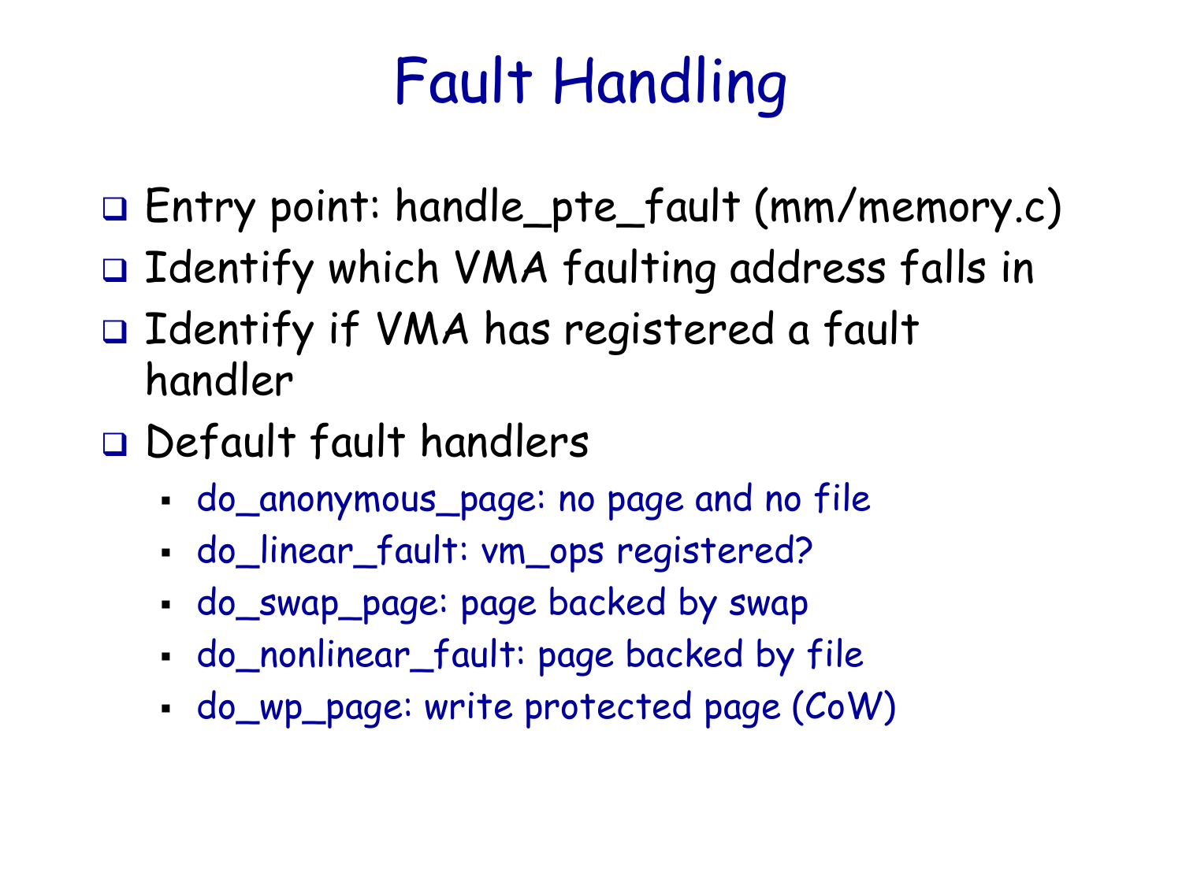# Fault Handling

- Entry point: handle_pte_fault (mm/memory.c)
- Identify which VMA faulting address falls in
- Identify if VMA has registered a fault handler
- Default fault handlers
  - do_anonymous_page: no page and no file
  - do_linear_fault: vm_ops registered?
  - do_swap_page: page backed by swap
  - do_nonlinear_fault: page backed by file
  - do_wp_page: write protected page (CoW)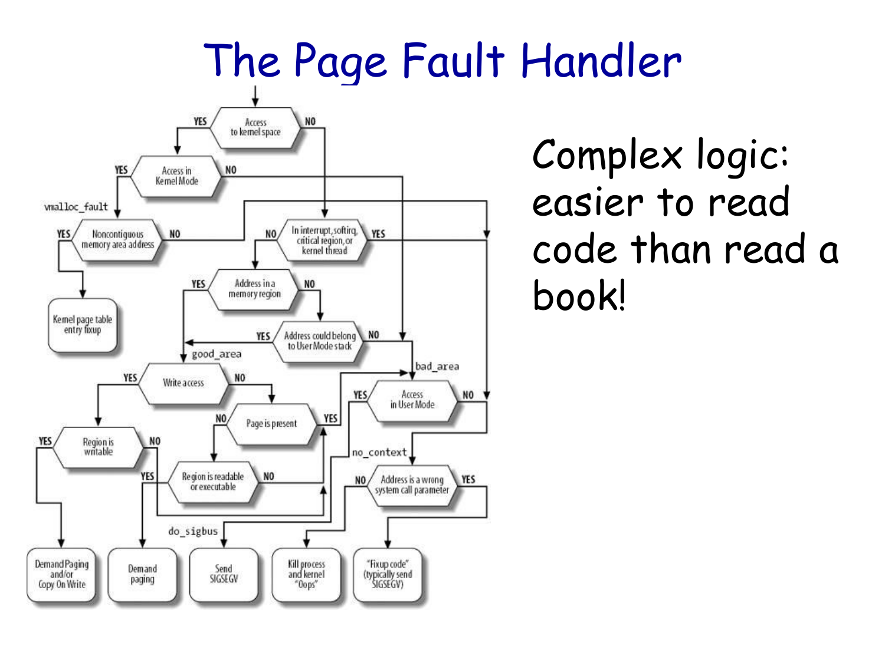# The Page Fault Handler

Complex logic: easier to read code than read a book!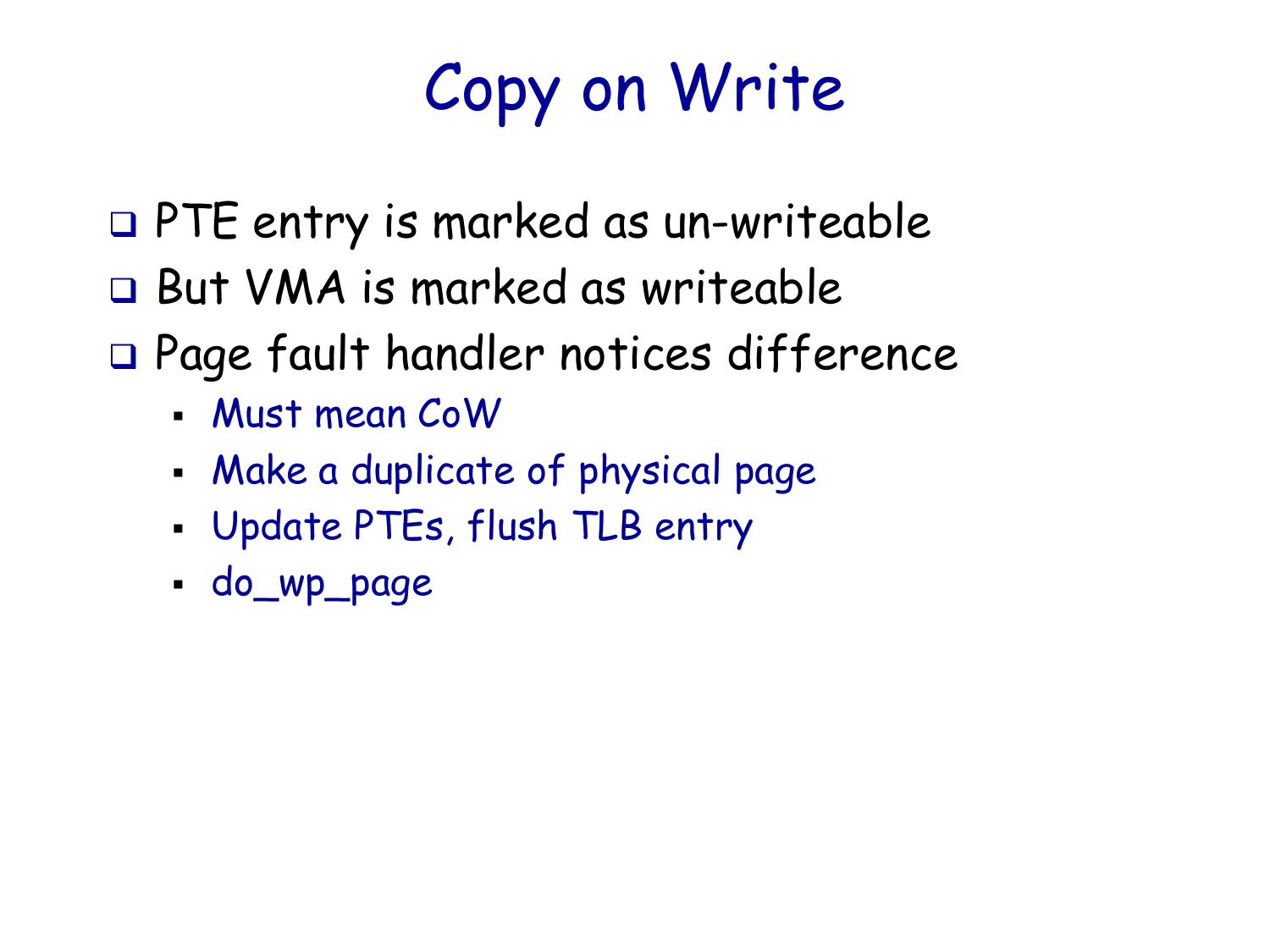# Copy on Write

- PTE entry is marked as un-writeable
- But VMA is marked as writeable
- Page fault handler notices difference
  - Must mean CoW
  - Make a duplicate of physical page
  - Update PTEs, flush TLB entry
  - do_wp_page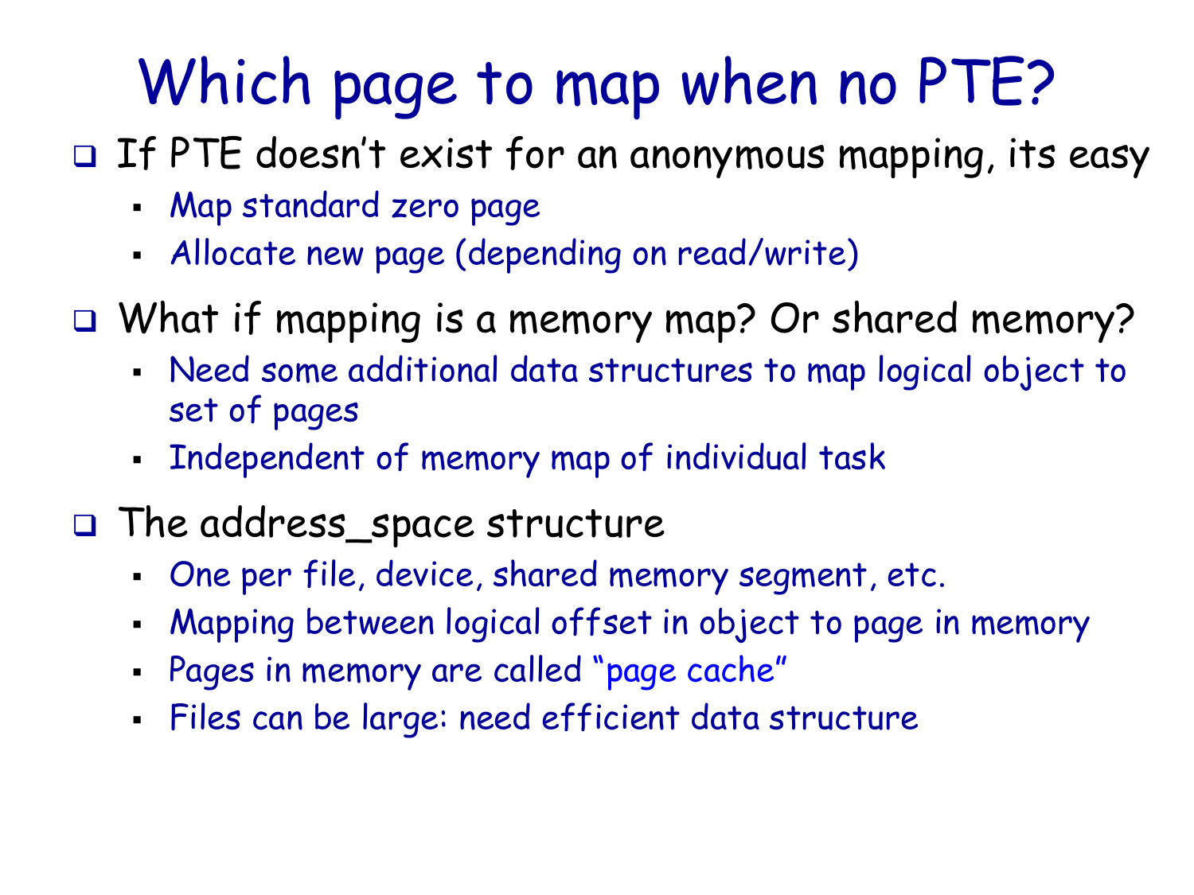# Which page to map when no PTE?

- If PTE doesn't exist for an anonymous mapping, its easy
  - Map standard zero page
  - Allocate new page (depending on read/write)
- What if mapping is a memory map? Or shared memory?
  - Need some additional data structures to map logical object to set of pages
  - Independent of memory map of individual task
- The address_space structure
  - One per file, device, shared memory segment, etc.
  - Mapping between logical offset in object to page in memory
  - Pages in memory are called "page cache"
  - Files can be large: need efficient data structure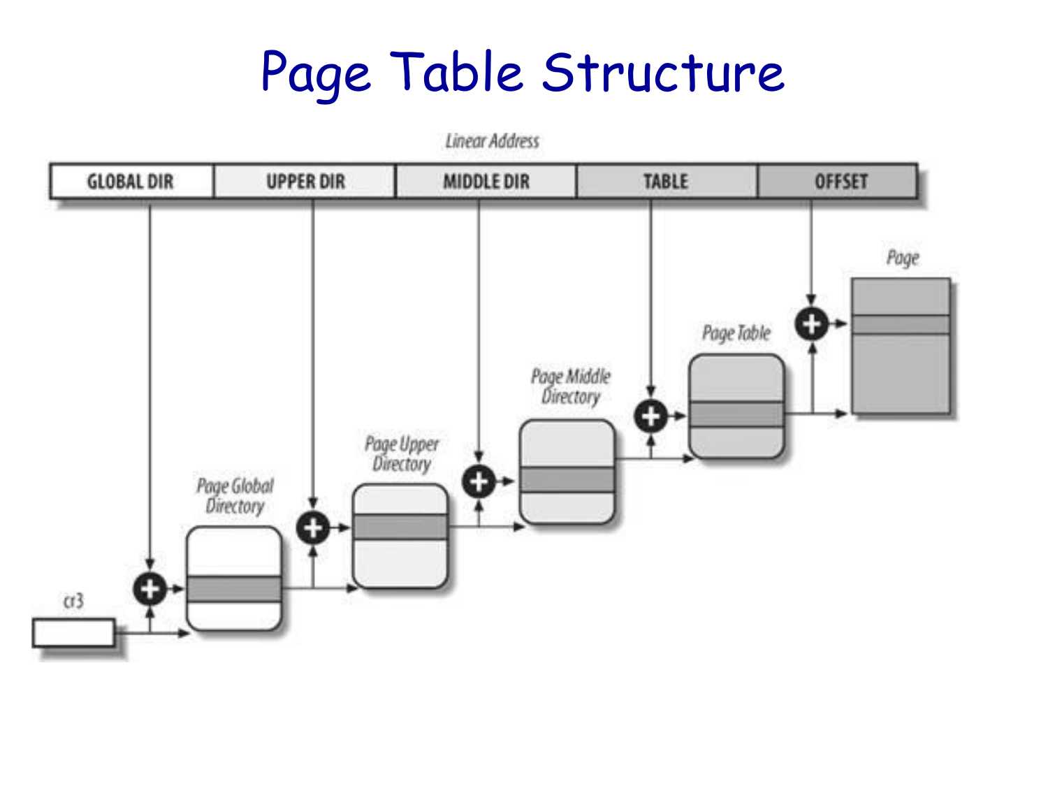# Page Table Structure

Linear Address

| GLOBAL DIR | UPPER DIR | MIDDLE DIR | TABLE | OFFSET |
| --- | --- | --- | --- | --- |

cr3

Page Global Directory

Page Upper Directory

Page Middle Directory

Page Table

Page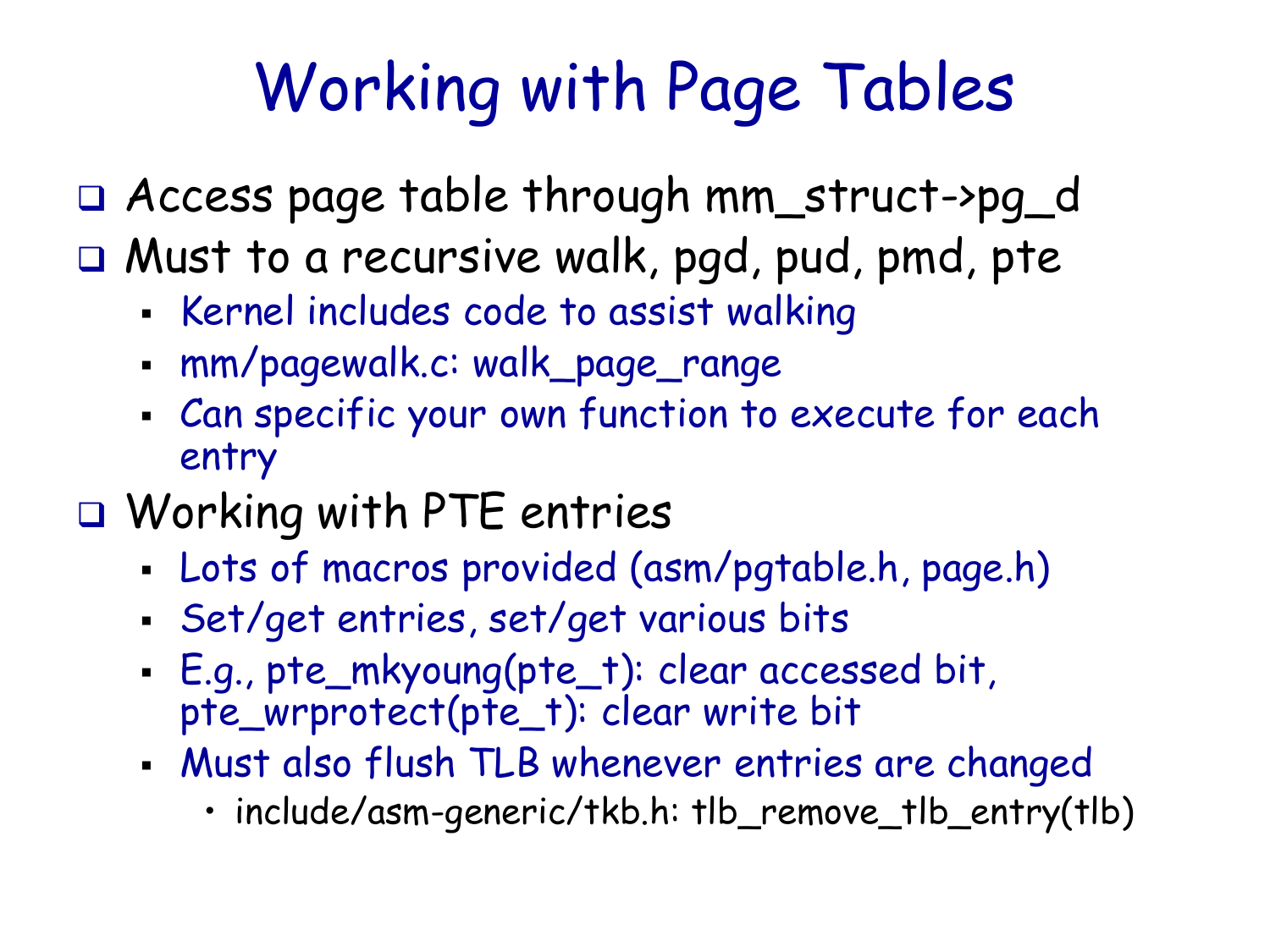# Working with Page Tables

- Access page table through mm_struct->pg_d
- Must to a recursive walk, pgd, pud, pmd, pte
  - Kernel includes code to assist walking
  - mm/pagewalk.c: walk_page_range
  - Can specific your own function to execute for each entry
- Working with PTE entries
  - Lots of macros provided (asm/pgtable.h, page.h)
  - Set/get entries, set/get various bits
  - E.g., pte_mkyoung(pte_t): clear accessed bit, pte_wrprotect(pte_t): clear write bit
  - Must also flush TLB whenever entries are changed
    - include/asm-generic/tkb.h: tlb_remove_tlb_entry(tlb)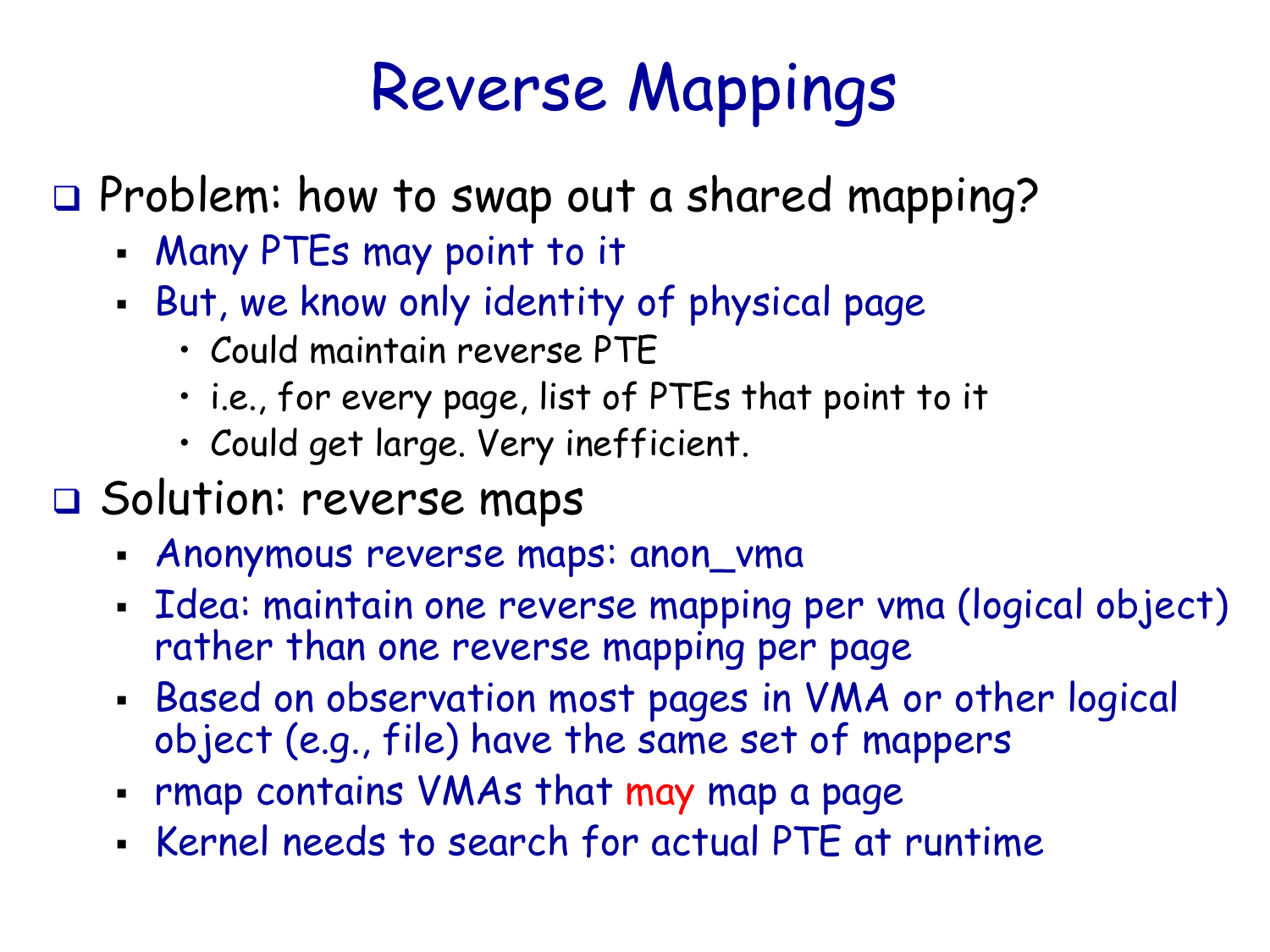# Reverse Mappings

- Problem: how to swap out a shared mapping?
  - Many PTEs may point to it
  - But, we know only identity of physical page
    - Could maintain reverse PTE
    - i.e., for every page, list of PTEs that point to it
    - Could get large. Very inefficient.
- Solution: reverse maps
  - Anonymous reverse maps: anon_vma
  - Idea: maintain one reverse mapping per vma (logical object) rather than one reverse mapping per page
  - Based on observation most pages in VMA or other logical object (e.g., file) have the same set of mappers
  - rmap contains VMAs that may map a page
  - Kernel needs to search for actual PTE at runtime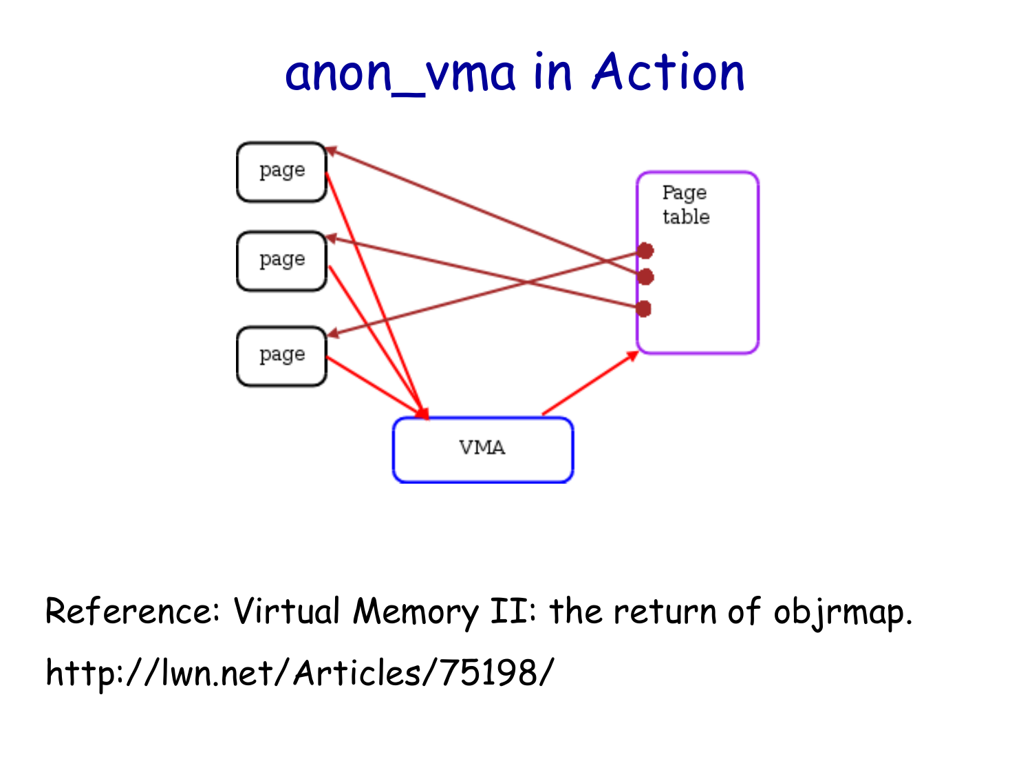# anon_vma in Action

page

page

page

Page table

VMA

Reference: Virtual Memory II: the return of objrmap.

http://lwn.net/Articles/75198/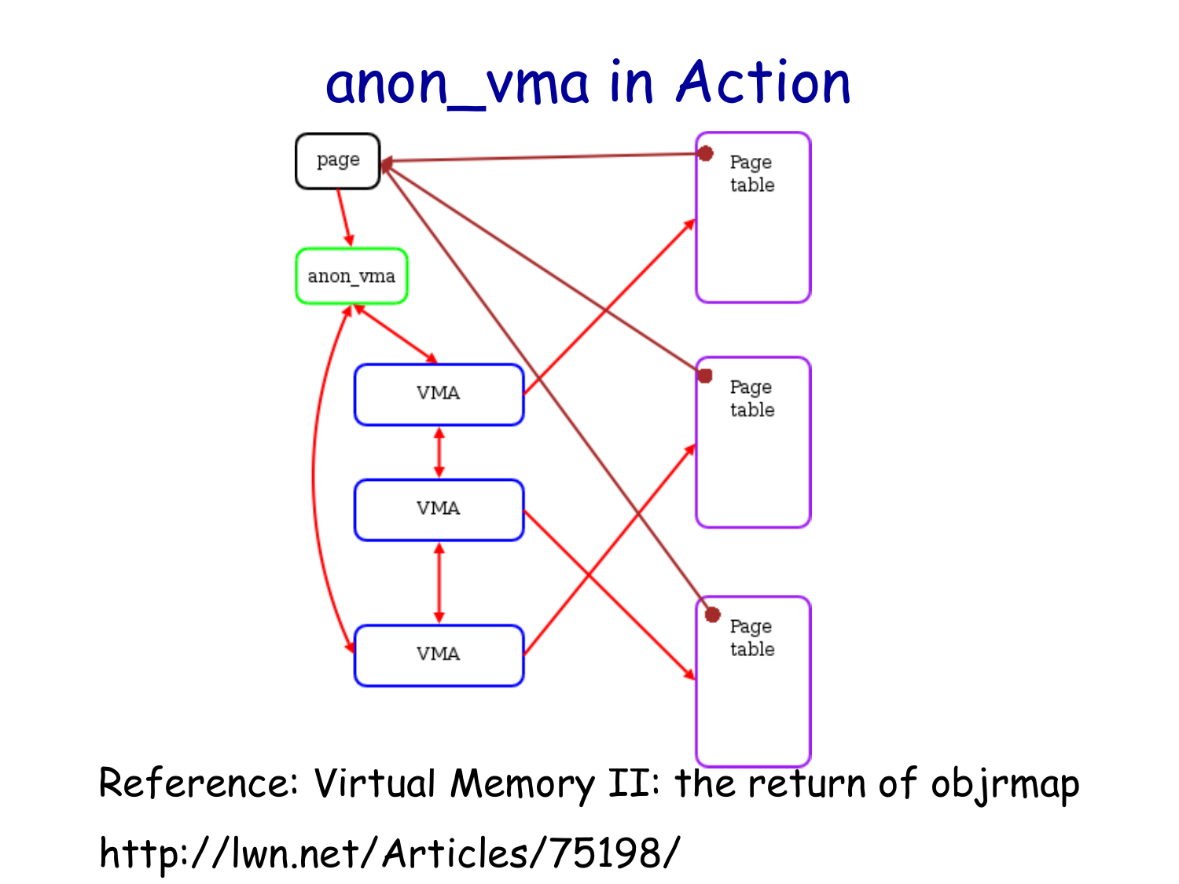# anon_vma in Action

Reference: Virtual Memory II: the return of objrmap

http://lwn.net/Articles/75198/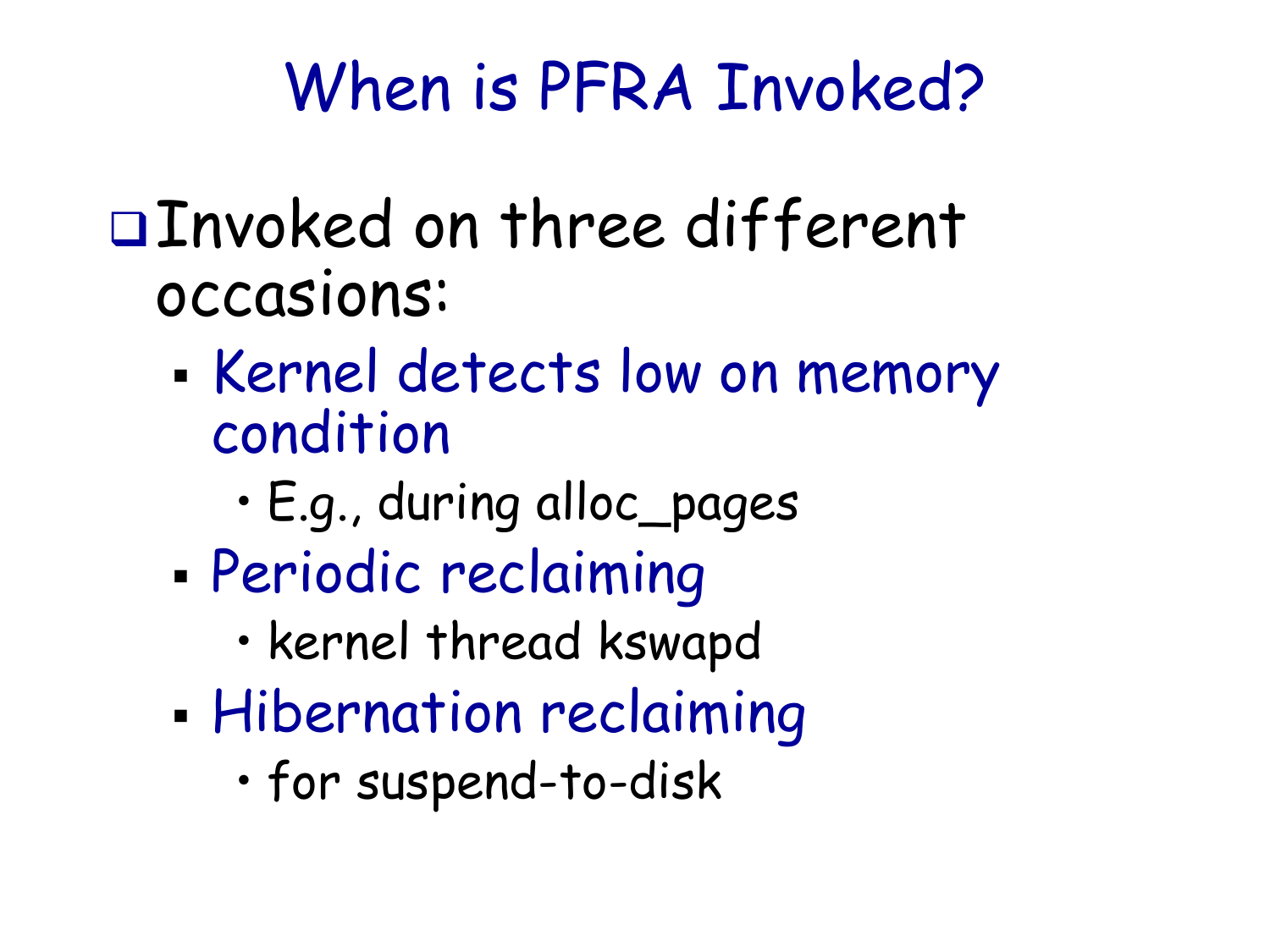# When is PFRA Invoked?

- Invoked on three different occasions:
  - Kernel detects low on memory condition
    - E.g., during alloc_pages
  - Periodic reclaiming
    - kernel thread kswapd
  - Hibernation reclaiming
    - for suspend-to-disk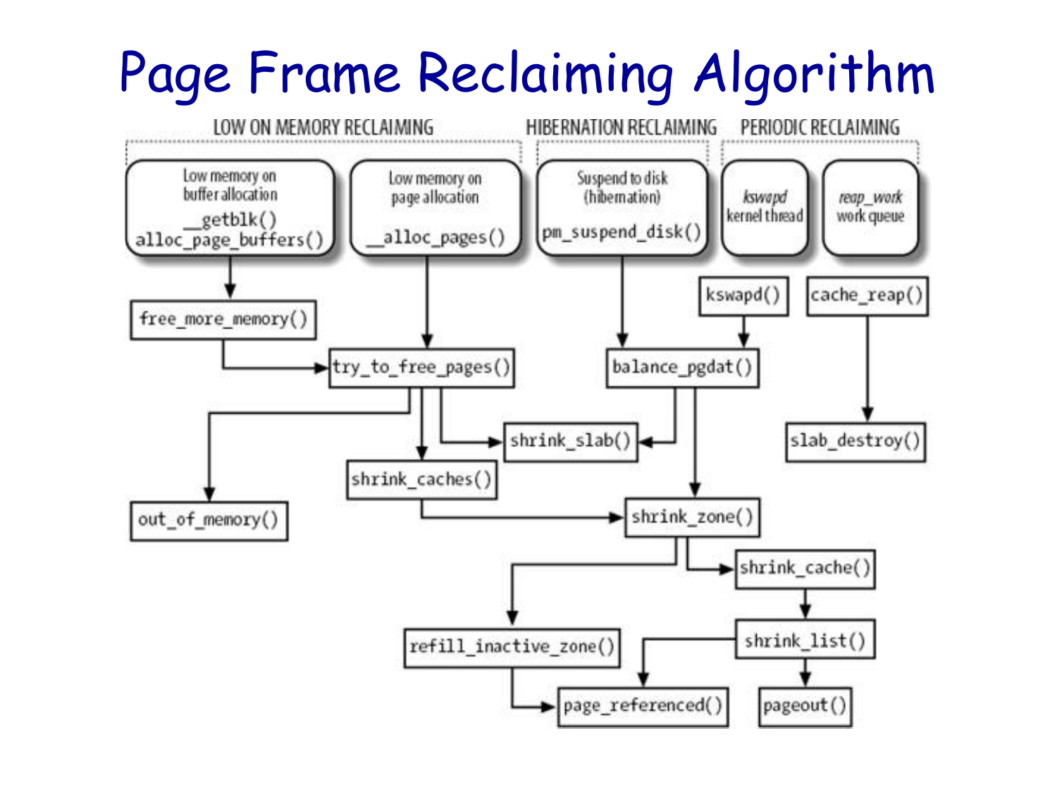# Page Frame Reclaiming Algorithm

LOW ON MEMORY RECLAIMING | HIBERNATION RECLAIMING | PERIODIC RECLAIMING

- Low memory on buffer allocation: `__getblk()`, `alloc_page_buffers()` → `free_more_memory()` → `try_to_free_pages()`
- Low memory on page allocation: `__alloc_pages()` → `try_to_free_pages()`
- Suspend to disk (hibernation): `pm_suspend_disk()` → `balance_pgdat()`
- *kswapd* kernel thread: `kswapd()` → `balance_pgdat()`
- *reap_work* work queue: `cache_reap()` → `slab_destroy()`

- `try_to_free_pages()` → `out_of_memory()`, `shrink_caches()`, `shrink_slab()`
- `balance_pgdat()` → `shrink_slab()`, `shrink_zone()`
- `shrink_caches()` → `shrink_zone()`
- `shrink_zone()` → `refill_inactive_zone()`, `shrink_cache()`
- `shrink_cache()` → `shrink_list()`
- `shrink_list()` → `page_referenced()`, `pageout()`
- `refill_inactive_zone()` → `page_referenced()`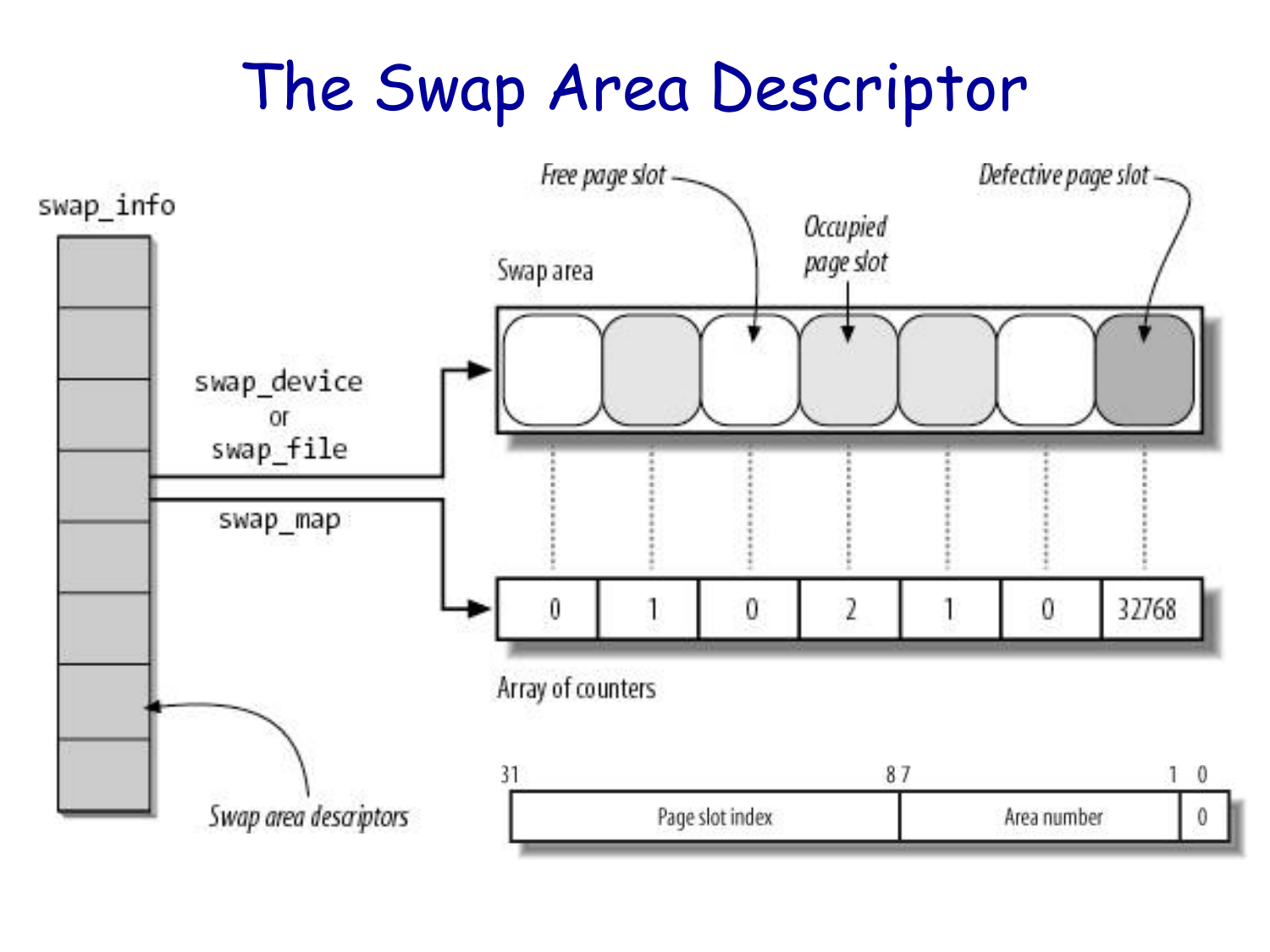# The Swap Area Descriptor

swap_info

swap_device
or
swap_file

swap_map

Swap area descriptors

Free page slot

Occupied page slot

Defective page slot

Swap area

| 0 | 1 | 0 | 2 | 1 | 0 | 32768 |
|---|---|---|---|---|---|---|

Array of counters

| 31 — 8 | 7 — 1 | 0 |
|---|---|---|
| Page slot index | Area number | 0 |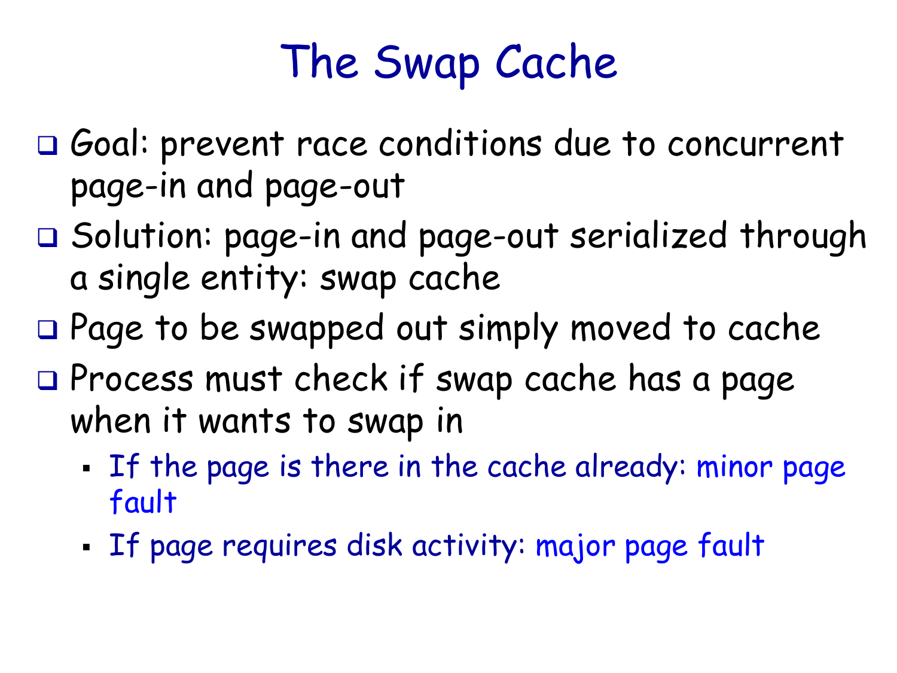# The Swap Cache

- Goal: prevent race conditions due to concurrent page-in and page-out
- Solution: page-in and page-out serialized through a single entity: swap cache
- Page to be swapped out simply moved to cache
- Process must check if swap cache has a page when it wants to swap in
  - If the page is there in the cache already: minor page fault
  - If page requires disk activity: major page fault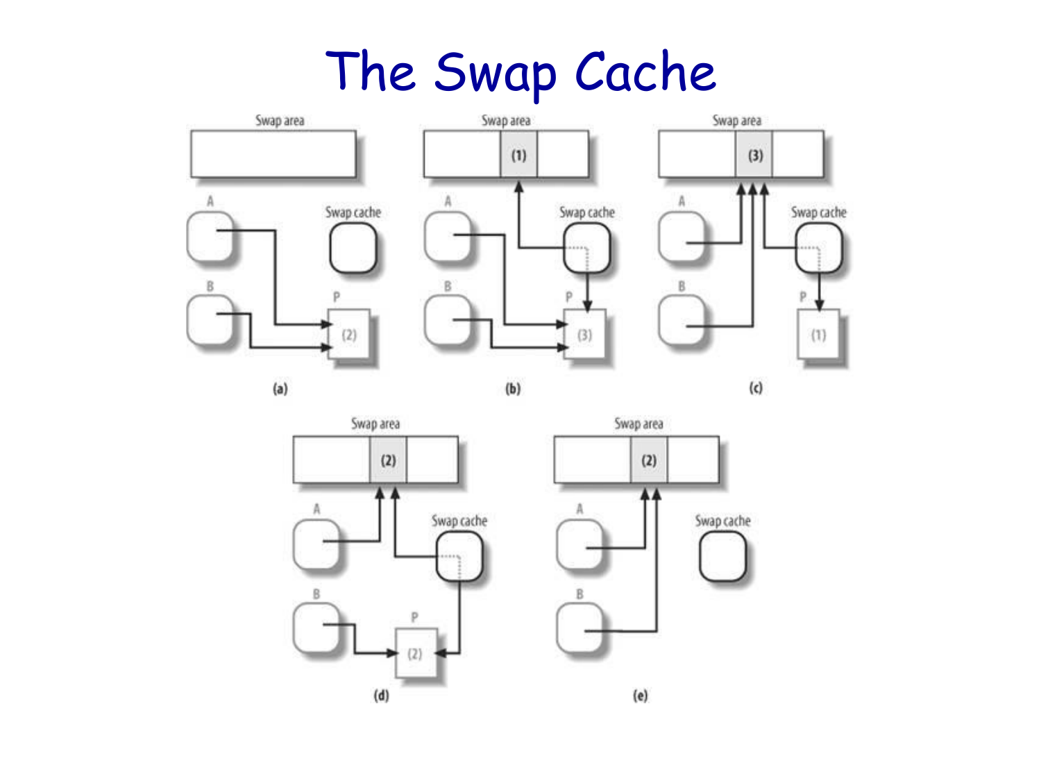# The Swap Cache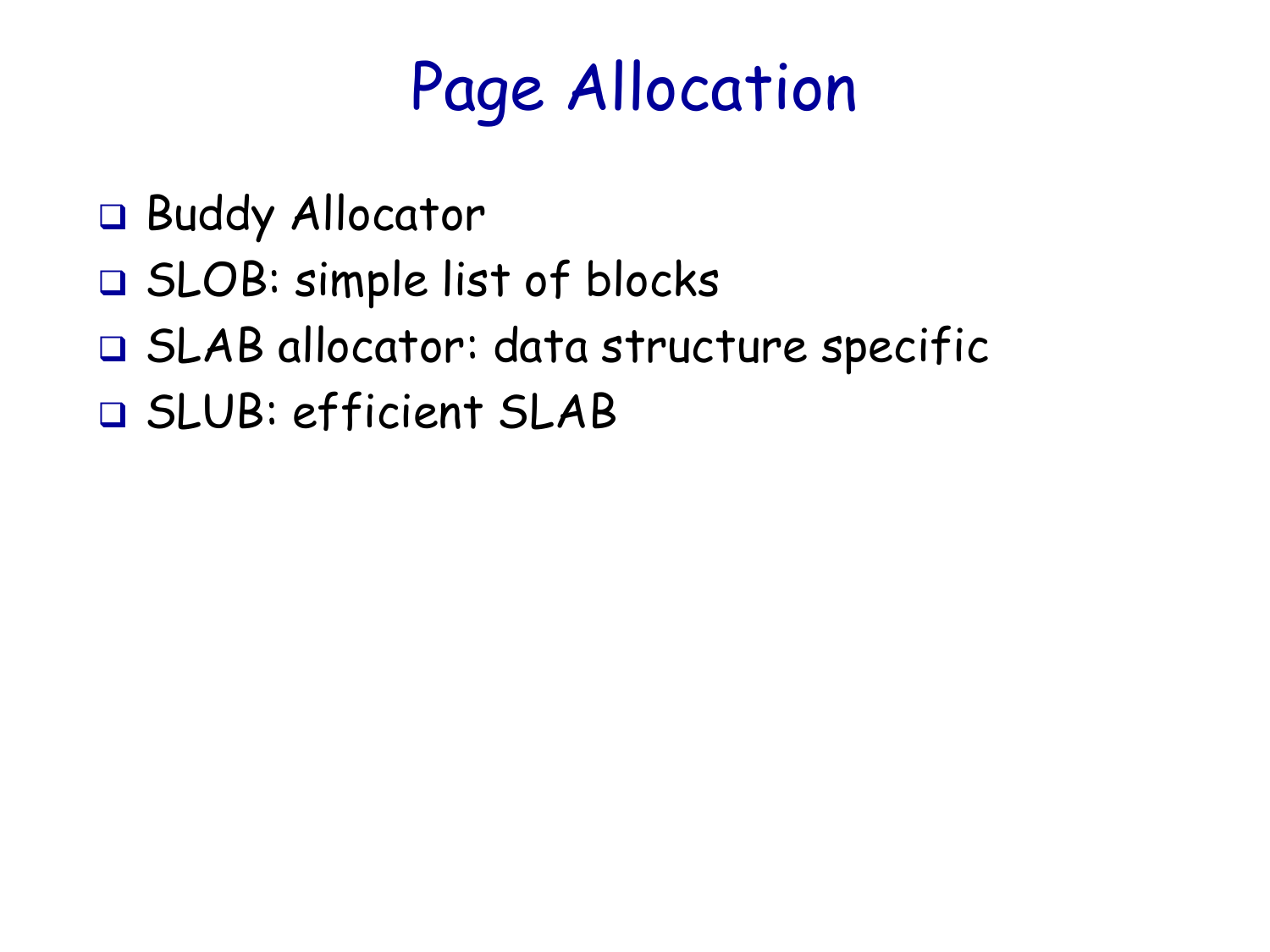# Page Allocation

- Buddy Allocator
- SLOB: simple list of blocks
- SLAB allocator: data structure specific
- SLUB: efficient SLAB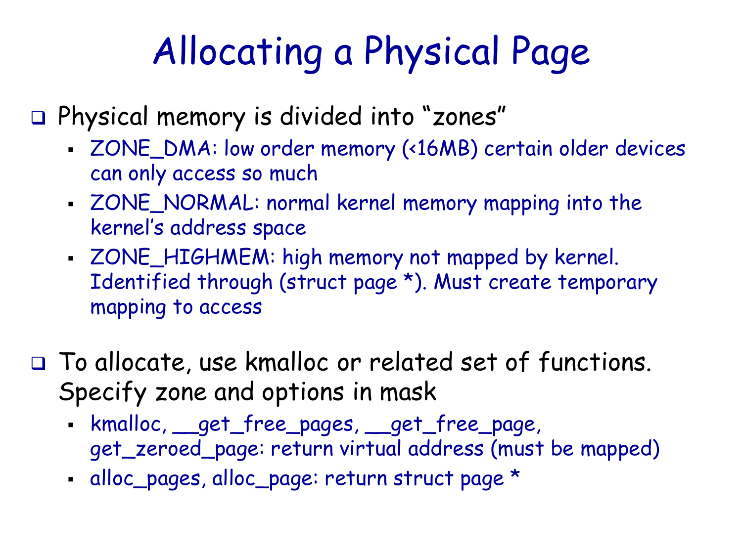# Allocating a Physical Page

- Physical memory is divided into "zones"
  - ZONE_DMA: low order memory (<16MB) certain older devices can only access so much
  - ZONE_NORMAL: normal kernel memory mapping into the kernel's address space
  - ZONE_HIGHMEM: high memory not mapped by kernel. Identified through (struct page *). Must create temporary mapping to access

- To allocate, use kmalloc or related set of functions. Specify zone and options in mask
  - kmalloc, __get_free_pages, __get_free_page, get_zeroed_page: return virtual address (must be mapped)
  - alloc_pages, alloc_page: return struct page *